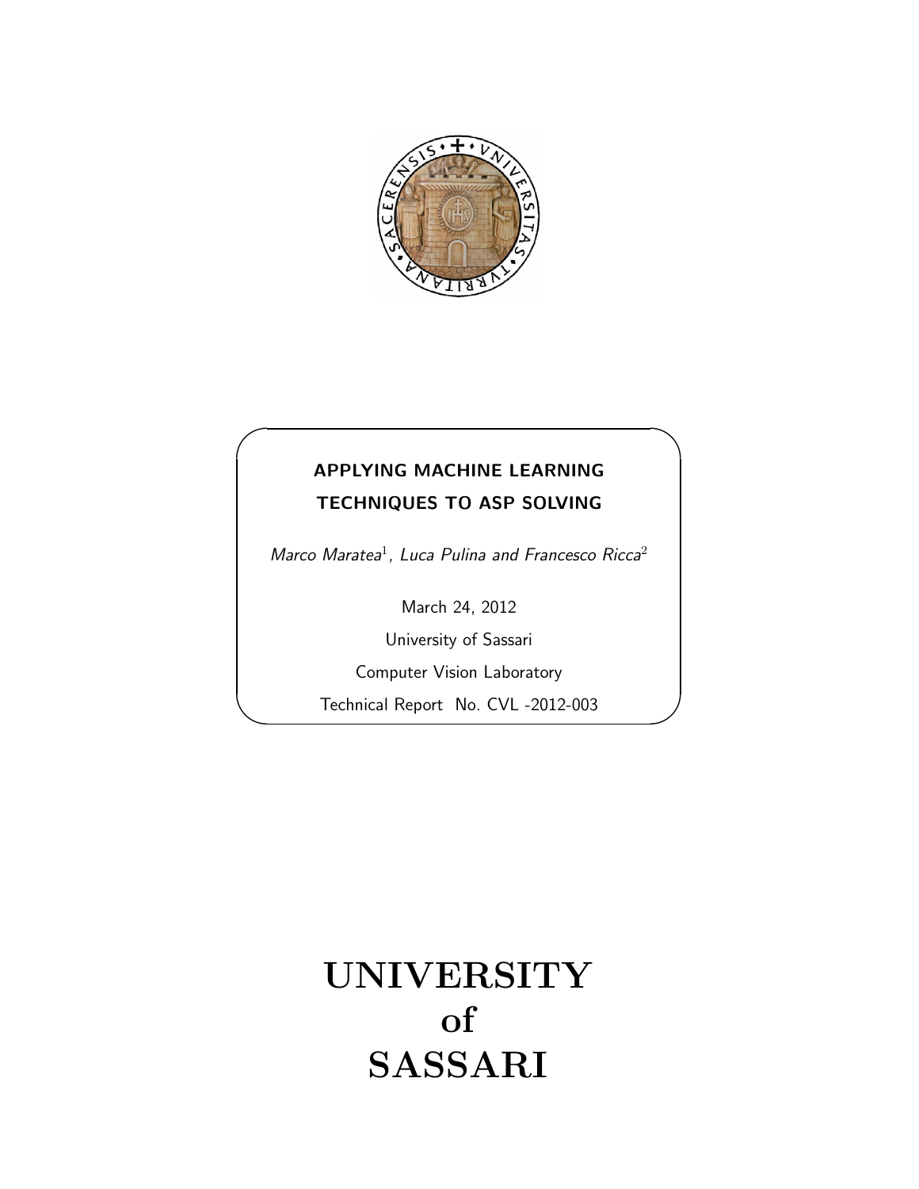# APPLYING MACHINE LEARNING TECHNIQUES TO ASP SOLVING

*Marco Maratea*[1], *Luca Pulina and Francesco Ricca*[2]

March 24, 2012

University of Sassari

Computer Vision Laboratory

Technical Report No. CVL -2012-003

# UNIVERSITY of SASSARI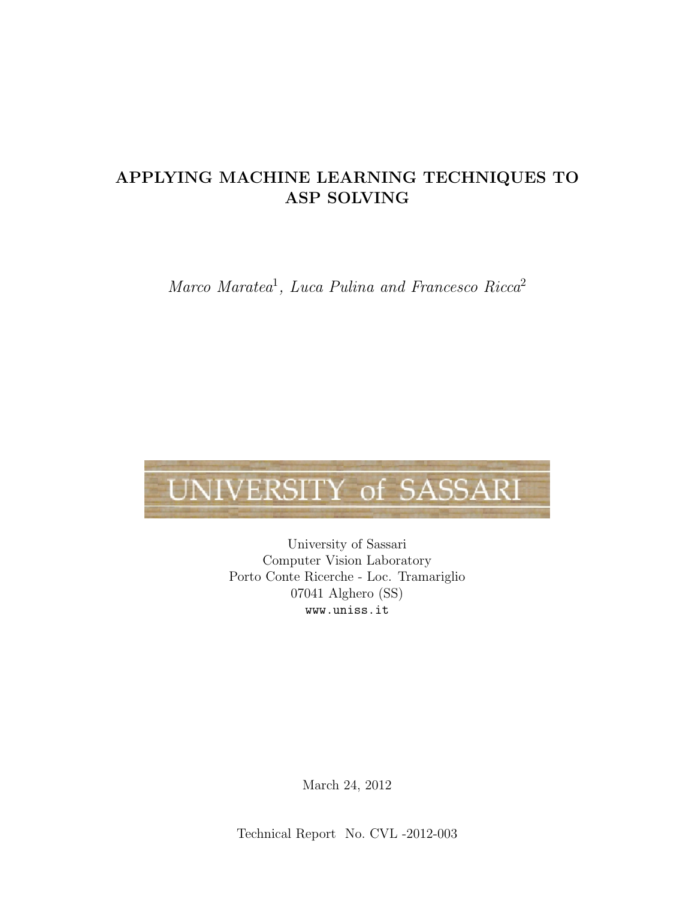# APPLYING MACHINE LEARNING TECHNIQUES TO ASP SOLVING

*Marco Maratea*[1], *Luca Pulina and Francesco Ricca*[2]

UNIVERSITY of SASSARI

University of Sassari
Computer Vision Laboratory
Porto Conte Ricerche - Loc. Tramariglio
07041 Alghero (SS)
www.uniss.it

March 24, 2012

Technical Report No. CVL -2012-003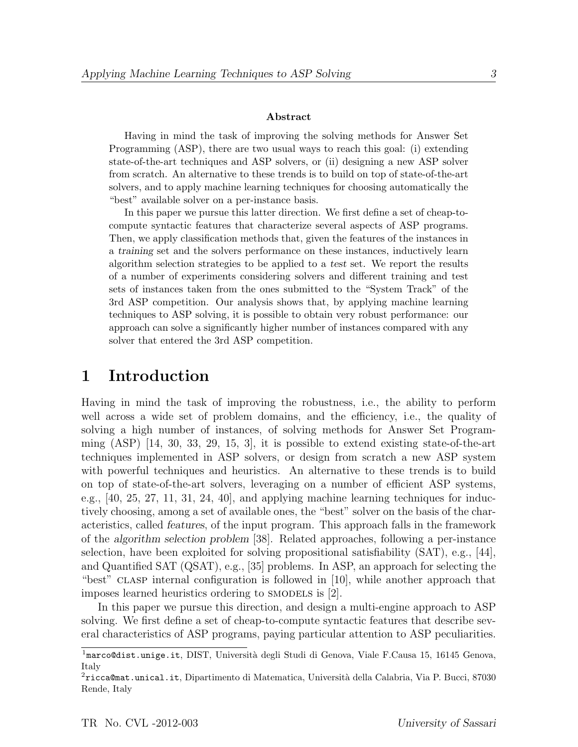**Abstract**

Having in mind the task of improving the solving methods for Answer Set Programming (ASP), there are two usual ways to reach this goal: (i) extending state-of-the-art techniques and ASP solvers, or (ii) designing a new ASP solver from scratch. An alternative to these trends is to build on top of state-of-the-art solvers, and to apply machine learning techniques for choosing automatically the "best" available solver on a per-instance basis.

In this paper we pursue this latter direction. We first define a set of cheap-to-compute syntactic features that characterize several aspects of ASP programs. Then, we apply classification methods that, given the features of the instances in a *training* set and the solvers performance on these instances, inductively learn algorithm selection strategies to be applied to a *test* set. We report the results of a number of experiments considering solvers and different training and test sets of instances taken from the ones submitted to the "System Track" of the 3rd ASP competition. Our analysis shows that, by applying machine learning techniques to ASP solving, it is possible to obtain very robust performance: our approach can solve a significantly higher number of instances compared with any solver that entered the 3rd ASP competition.

# 1 Introduction

Having in mind the task of improving the robustness, i.e., the ability to perform well across a wide set of problem domains, and the efficiency, i.e., the quality of solving a high number of instances, of solving methods for Answer Set Programming (ASP) [14, 30, 33, 29, 15, 3], it is possible to extend existing state-of-the-art techniques implemented in ASP solvers, or design from scratch a new ASP system with powerful techniques and heuristics. An alternative to these trends is to build on top of state-of-the-art solvers, leveraging on a number of efficient ASP systems, e.g., [40, 25, 27, 11, 31, 24, 40], and applying machine learning techniques for inductively choosing, among a set of available ones, the "best" solver on the basis of the characteristics, called *features*, of the input program. This approach falls in the framework of the *algorithm selection problem* [38]. Related approaches, following a per-instance selection, have been exploited for solving propositional satisfiability (SAT), e.g., [44], and Quantified SAT (QSAT), e.g., [35] problems. In ASP, an approach for selecting the "best" CLASP internal configuration is followed in [10], while another approach that imposes learned heuristics ordering to SMODELS is [2].

In this paper we pursue this direction, and design a multi-engine approach to ASP solving. We first define a set of cheap-to-compute syntactic features that describe several characteristics of ASP programs, paying particular attention to ASP peculiarities.

[1] marco@dist.unige.it, DIST, Università degli Studi di Genova, Viale F.Causa 15, 16145 Genova, Italy

[2] ricca@mat.unical.it, Dipartimento di Matematica, Università della Calabria, Via P. Bucci, 87030 Rende, Italy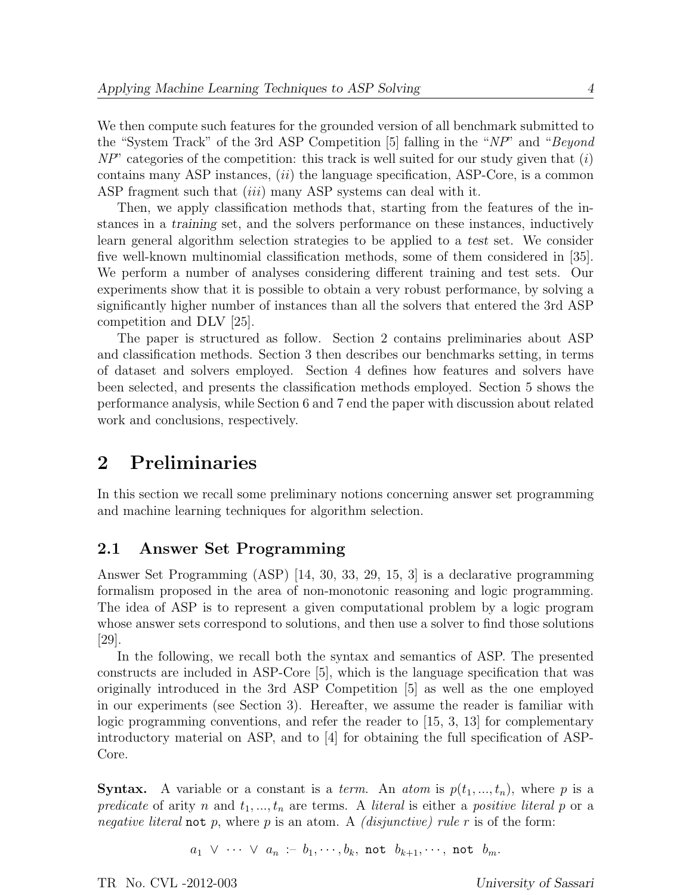We then compute such features for the grounded version of all benchmark submitted to the "System Track" of the 3rd ASP Competition [5] falling in the "*NP*" and "*Beyond NP*" categories of the competition: this track is well suited for our study given that (*i*) contains many ASP instances, (*ii*) the language specification, ASP-Core, is a common ASP fragment such that (*iii*) many ASP systems can deal with it.

Then, we apply classification methods that, starting from the features of the instances in a *training* set, and the solvers performance on these instances, inductively learn general algorithm selection strategies to be applied to a *test* set. We consider five well-known multinomial classification methods, some of them considered in [35]. We perform a number of analyses considering different training and test sets. Our experiments show that it is possible to obtain a very robust performance, by solving a significantly higher number of instances than all the solvers that entered the 3rd ASP competition and DLV [25].

The paper is structured as follow. Section 2 contains preliminaries about ASP and classification methods. Section 3 then describes our benchmarks setting, in terms of dataset and solvers employed. Section 4 defines how features and solvers have been selected, and presents the classification methods employed. Section 5 shows the performance analysis, while Section 6 and 7 end the paper with discussion about related work and conclusions, respectively.

# 2 Preliminaries

In this section we recall some preliminary notions concerning answer set programming and machine learning techniques for algorithm selection.

## 2.1 Answer Set Programming

Answer Set Programming (ASP) [14, 30, 33, 29, 15, 3] is a declarative programming formalism proposed in the area of non-monotonic reasoning and logic programming. The idea of ASP is to represent a given computational problem by a logic program whose answer sets correspond to solutions, and then use a solver to find those solutions [29].

In the following, we recall both the syntax and semantics of ASP. The presented constructs are included in ASP-Core [5], which is the language specification that was originally introduced in the 3rd ASP Competition [5] as well as the one employed in our experiments (see Section 3). Hereafter, we assume the reader is familiar with logic programming conventions, and refer the reader to [15, 3, 13] for complementary introductory material on ASP, and to [4] for obtaining the full specification of ASP-Core.

**Syntax.** A variable or a constant is a *term*. An *atom* is $p(t_1, ..., t_n)$, where $p$ is a *predicate* of arity $n$ and $t_1, ..., t_n$ are terms. A *literal* is either a *positive literal* $p$ or a *negative literal* `not` $p$, where $p$ is an atom. A *(disjunctive) rule* $r$ is of the form:

$$a_1 \ \vee \ \cdots \ \vee \ a_n \ \text{:-} \ b_1, \cdots, b_k, \ \texttt{not} \ \ b_{k+1}, \cdots, \ \texttt{not} \ \ b_m.$$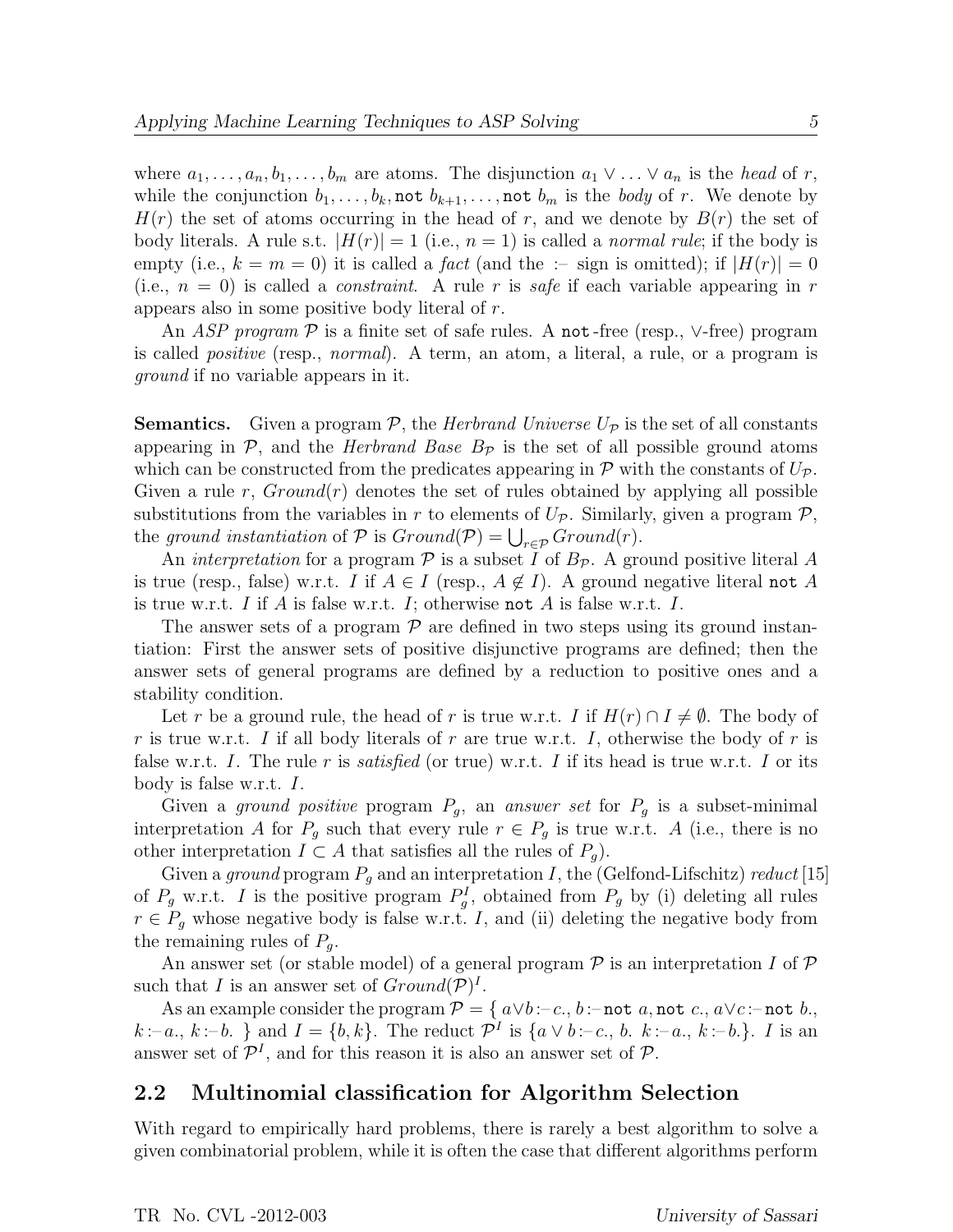where $a_1, \ldots, a_n, b_1, \ldots, b_m$ are atoms. The disjunction $a_1 \vee \ldots \vee a_n$ is the *head* of $r$, while the conjunction $b_1, \ldots, b_k, \texttt{not}\ b_{k+1}, \ldots, \texttt{not}\ b_m$ is the *body* of $r$. We denote by $H(r)$ the set of atoms occurring in the head of $r$, and we denote by $B(r)$ the set of body literals. A rule s.t. $|H(r)| = 1$ (i.e., $n = 1$) is called a *normal rule*; if the body is empty (i.e., $k = m = 0$) it is called a *fact* (and the :– sign is omitted); if $|H(r)| = 0$ (i.e., $n = 0$) is called a *constraint*. A rule $r$ is *safe* if each variable appearing in $r$ appears also in some positive body literal of $r$.

An *ASP program* $\mathcal{P}$ is a finite set of safe rules. A `not`-free (resp., $\vee$-free) program is called *positive* (resp., *normal*). A term, an atom, a literal, a rule, or a program is *ground* if no variable appears in it.

**Semantics.** Given a program $\mathcal{P}$, the *Herbrand Universe* $U_{\mathcal{P}}$ is the set of all constants appearing in $\mathcal{P}$, and the *Herbrand Base* $B_{\mathcal{P}}$ is the set of all possible ground atoms which can be constructed from the predicates appearing in $\mathcal{P}$ with the constants of $U_{\mathcal{P}}$. Given a rule $r$, *Ground*$(r)$ denotes the set of rules obtained by applying all possible substitutions from the variables in $r$ to elements of $U_{\mathcal{P}}$. Similarly, given a program $\mathcal{P}$, the *ground instantiation* of $\mathcal{P}$ is $Ground(\mathcal{P}) = \bigcup_{r \in \mathcal{P}} Ground(r)$.

An *interpretation* for a program $\mathcal{P}$ is a subset $I$ of $B_{\mathcal{P}}$. A ground positive literal $A$ is true (resp., false) w.r.t. $I$ if $A \in I$ (resp., $A \notin I$). A ground negative literal `not` $A$ is true w.r.t. $I$ if $A$ is false w.r.t. $I$; otherwise `not` $A$ is false w.r.t. $I$.

The answer sets of a program $\mathcal{P}$ are defined in two steps using its ground instantiation: First the answer sets of positive disjunctive programs are defined; then the answer sets of general programs are defined by a reduction to positive ones and a stability condition.

Let $r$ be a ground rule, the head of $r$ is true w.r.t. $I$ if $H(r) \cap I \neq \emptyset$. The body of $r$ is true w.r.t. $I$ if all body literals of $r$ are true w.r.t. $I$, otherwise the body of $r$ is false w.r.t. $I$. The rule $r$ is *satisfied* (or true) w.r.t. $I$ if its head is true w.r.t. $I$ or its body is false w.r.t. $I$.

Given a *ground positive* program $P_g$, an *answer set* for $P_g$ is a subset-minimal interpretation $A$ for $P_g$ such that every rule $r \in P_g$ is true w.r.t. $A$ (i.e., there is no other interpretation $I \subset A$ that satisfies all the rules of $P_g$).

Given a *ground* program $P_g$ and an interpretation $I$, the (Gelfond-Lifschitz) *reduct* [15] of $P_g$ w.r.t. $I$ is the positive program $P_g^I$, obtained from $P_g$ by (i) deleting all rules $r \in P_g$ whose negative body is false w.r.t. $I$, and (ii) deleting the negative body from the remaining rules of $P_g$.

An answer set (or stable model) of a general program $\mathcal{P}$ is an interpretation $I$ of $\mathcal{P}$ such that $I$ is an answer set of $Ground(\mathcal{P})^I$.

As an example consider the program $\mathcal{P} = \{\ a \vee b \text{ :– } c.,\ b \text{ :– } \texttt{not}\ a, \texttt{not}\ c.,\ a \vee c \text{ :– } \texttt{not}\ b.,\ k \text{ :– } a.,\ k \text{ :– } b.\ \}$ and $I = \{b, k\}$. The reduct $\mathcal{P}^I$ is $\{a \vee b \text{ :– } c.,\ b.\ k \text{ :– } a.,\ k \text{ :– } b.\}$. $I$ is an answer set of $\mathcal{P}^I$, and for this reason it is also an answer set of $\mathcal{P}$.

## 2.2 Multinomial classification for Algorithm Selection

With regard to empirically hard problems, there is rarely a best algorithm to solve a given combinatorial problem, while it is often the case that different algorithms perform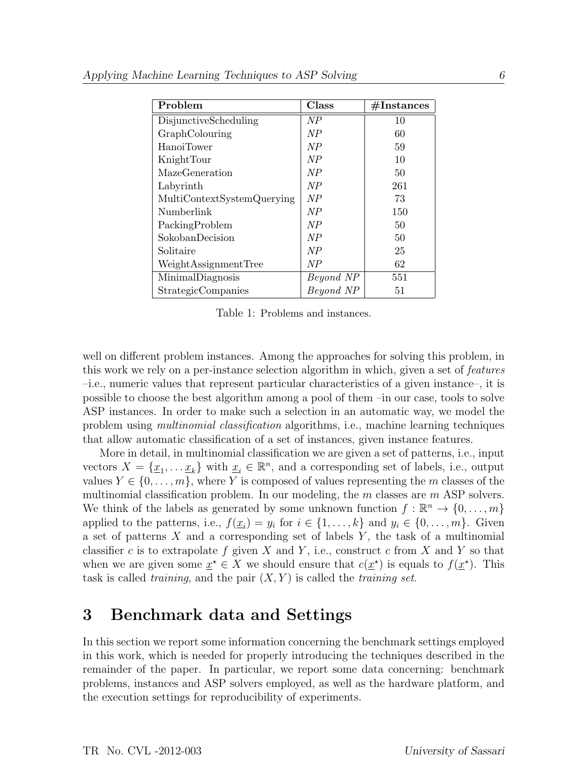| Problem | Class | #Instances |
|---|---|---|
| DisjunctiveScheduling | *NP* | 10 |
| GraphColouring | *NP* | 60 |
| HanoiTower | *NP* | 59 |
| KnightTour | *NP* | 10 |
| MazeGeneration | *NP* | 50 |
| Labyrinth | *NP* | 261 |
| MultiContextSystemQuerying | *NP* | 73 |
| Numberlink | *NP* | 150 |
| PackingProblem | *NP* | 50 |
| SokobanDecision | *NP* | 50 |
| Solitaire | *NP* | 25 |
| WeightAssignmentTree | *NP* | 62 |
| MinimalDiagnosis | *Beyond NP* | 551 |
| StrategicCompanies | *Beyond NP* | 51 |

Table 1: Problems and instances.

well on different problem instances. Among the approaches for solving this problem, in this work we rely on a per-instance selection algorithm in which, given a set of *features* –i.e., numeric values that represent particular characteristics of a given instance–, it is possible to choose the best algorithm among a pool of them –in our case, tools to solve ASP instances. In order to make such a selection in an automatic way, we model the problem using *multinomial classification* algorithms, i.e., machine learning techniques that allow automatic classification of a set of instances, given instance features.

More in detail, in multinomial classification we are given a set of patterns, i.e., input vectors $X = \{\underline{x}_1, \ldots \underline{x}_k\}$ with $\underline{x}_i \in \mathbb{R}^n$, and a corresponding set of labels, i.e., output values $Y \in \{0, \ldots, m\}$, where $Y$ is composed of values representing the $m$ classes of the multinomial classification problem. In our modeling, the $m$ classes are $m$ ASP solvers. We think of the labels as generated by some unknown function $f : \mathbb{R}^n \rightarrow \{0, \ldots, m\}$ applied to the patterns, i.e., $f(\underline{x}_i) = y_i$ for $i \in \{1, \ldots, k\}$ and $y_i \in \{0, \ldots, m\}$. Given a set of patterns $X$ and a corresponding set of labels $Y$, the task of a multinomial classifier $c$ is to extrapolate $f$ given $X$ and $Y$, i.e., construct $c$ from $X$ and $Y$ so that when we are given some $\underline{x}^\star \in X$ we should ensure that $c(\underline{x}^\star)$ is equals to $f(\underline{x}^\star)$. This task is called *training*, and the pair $(X, Y)$ is called the *training set*.

# 3 Benchmark data and Settings

In this section we report some information concerning the benchmark settings employed in this work, which is needed for properly introducing the techniques described in the remainder of the paper. In particular, we report some data concerning: benchmark problems, instances and ASP solvers employed, as well as the hardware platform, and the execution settings for reproducibility of experiments.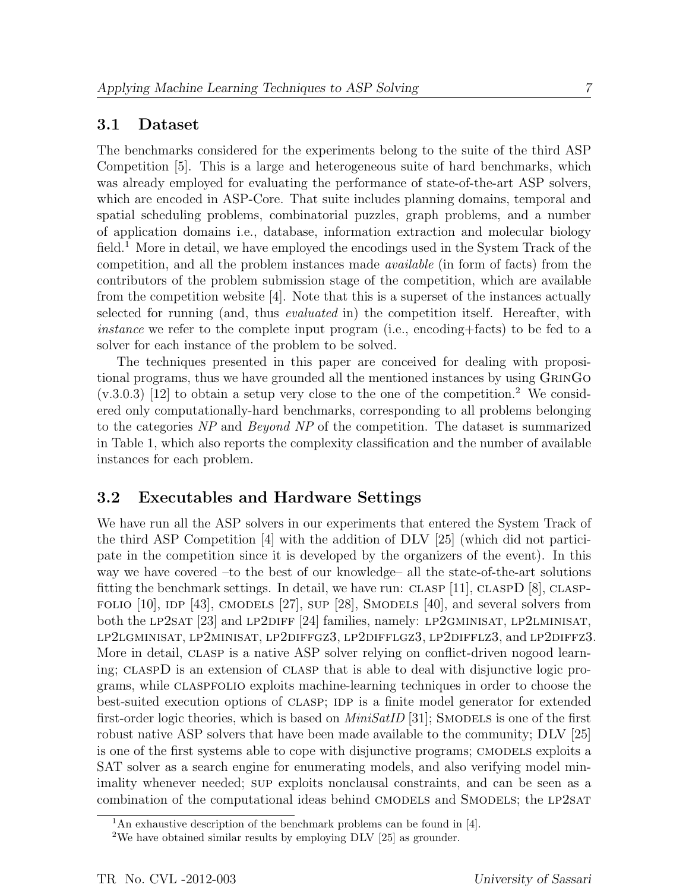### 3.1 Dataset

The benchmarks considered for the experiments belong to the suite of the third ASP Competition [5]. This is a large and heterogeneous suite of hard benchmarks, which was already employed for evaluating the performance of state-of-the-art ASP solvers, which are encoded in ASP-Core. That suite includes planning domains, temporal and spatial scheduling problems, combinatorial puzzles, graph problems, and a number of application domains i.e., database, information extraction and molecular biology field.[1] More in detail, we have employed the encodings used in the System Track of the competition, and all the problem instances made *available* (in form of facts) from the contributors of the problem submission stage of the competition, which are available from the competition website [4]. Note that this is a superset of the instances actually selected for running (and, thus *evaluated* in) the competition itself. Hereafter, with *instance* we refer to the complete input program (i.e., encoding+facts) to be fed to a solver for each instance of the problem to be solved.

The techniques presented in this paper are conceived for dealing with propositional programs, thus we have grounded all the mentioned instances by using GrinGo (v.3.0.3) [12] to obtain a setup very close to the one of the competition.[2] We considered only computationally-hard benchmarks, corresponding to all problems belonging to the categories *NP* and *Beyond NP* of the competition. The dataset is summarized in Table 1, which also reports the complexity classification and the number of available instances for each problem.

### 3.2 Executables and Hardware Settings

We have run all the ASP solvers in our experiments that entered the System Track of the third ASP Competition [4] with the addition of DLV [25] (which did not participate in the competition since it is developed by the organizers of the event). In this way we have covered –to the best of our knowledge– all the state-of-the-art solutions fitting the benchmark settings. In detail, we have run: clasp [11], claspD [8], claspfolio [10], idp [43], cmodels [27], sup [28], Smodels [40], and several solvers from both the lp2sat [23] and lp2diff [24] families, namely: lp2gminisat, lp2lminisat, lp2lgminisat, lp2minisat, lp2diffgz3, lp2difflgz3, lp2difflz3, and lp2diffz3. More in detail, clasp is a native ASP solver relying on conflict-driven nogood learning; claspD is an extension of clasp that is able to deal with disjunctive logic programs, while claspfolio exploits machine-learning techniques in order to choose the best-suited execution options of clasp; idp is a finite model generator for extended first-order logic theories, which is based on *MiniSatID* [31]; Smodels is one of the first robust native ASP solvers that have been made available to the community; DLV [25] is one of the first systems able to cope with disjunctive programs; cmodels exploits a SAT solver as a search engine for enumerating models, and also verifying model minimality whenever needed; sup exploits nonclausal constraints, and can be seen as a combination of the computational ideas behind cmodels and Smodels; the lp2sat

[1] An exhaustive description of the benchmark problems can be found in [4].

[2] We have obtained similar results by employing DLV [25] as grounder.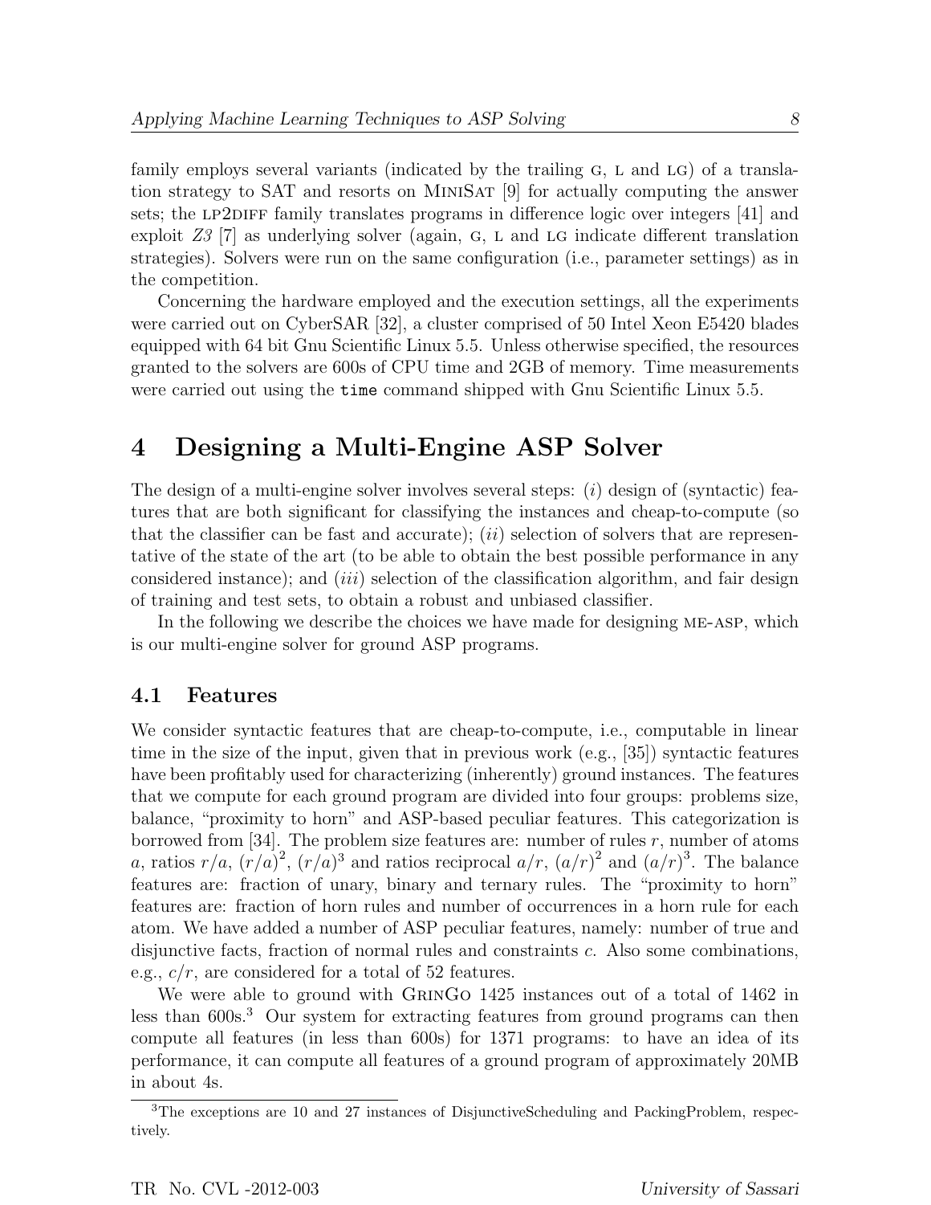family employs several variants (indicated by the trailing G, L and LG) of a translation strategy to SAT and resorts on MiniSat [9] for actually computing the answer sets; the LP2DIFF family translates programs in difference logic over integers [41] and exploit *Z3* [7] as underlying solver (again, G, L and LG indicate different translation strategies). Solvers were run on the same configuration (i.e., parameter settings) as in the competition.

Concerning the hardware employed and the execution settings, all the experiments were carried out on CyberSAR [32], a cluster comprised of 50 Intel Xeon E5420 blades equipped with 64 bit Gnu Scientific Linux 5.5. Unless otherwise specified, the resources granted to the solvers are 600s of CPU time and 2GB of memory. Time measurements were carried out using the `time` command shipped with Gnu Scientific Linux 5.5.

# 4 Designing a Multi-Engine ASP Solver

The design of a multi-engine solver involves several steps: (*i*) design of (syntactic) features that are both significant for classifying the instances and cheap-to-compute (so that the classifier can be fast and accurate); (*ii*) selection of solvers that are representative of the state of the art (to be able to obtain the best possible performance in any considered instance); and (*iii*) selection of the classification algorithm, and fair design of training and test sets, to obtain a robust and unbiased classifier.

In the following we describe the choices we have made for designing ME-ASP, which is our multi-engine solver for ground ASP programs.

## 4.1 Features

We consider syntactic features that are cheap-to-compute, i.e., computable in linear time in the size of the input, given that in previous work (e.g., [35]) syntactic features have been profitably used for characterizing (inherently) ground instances. The features that we compute for each ground program are divided into four groups: problems size, balance, "proximity to horn" and ASP-based peculiar features. This categorization is borrowed from [34]. The problem size features are: number of rules $r$, number of atoms $a$, ratios $r/a$, $(r/a)^2$, $(r/a)^3$ and ratios reciprocal $a/r$, $(a/r)^2$ and $(a/r)^3$. The balance features are: fraction of unary, binary and ternary rules. The "proximity to horn" features are: fraction of horn rules and number of occurrences in a horn rule for each atom. We have added a number of ASP peculiar features, namely: number of true and disjunctive facts, fraction of normal rules and constraints $c$. Also some combinations, e.g., $c/r$, are considered for a total of 52 features.

We were able to ground with GrinGo 1425 instances out of a total of 1462 in less than 600s.[3] Our system for extracting features from ground programs can then compute all features (in less than 600s) for 1371 programs: to have an idea of its performance, it can compute all features of a ground program of approximately 20MB in about 4s.

[3] The exceptions are 10 and 27 instances of DisjunctiveScheduling and PackingProblem, respectively.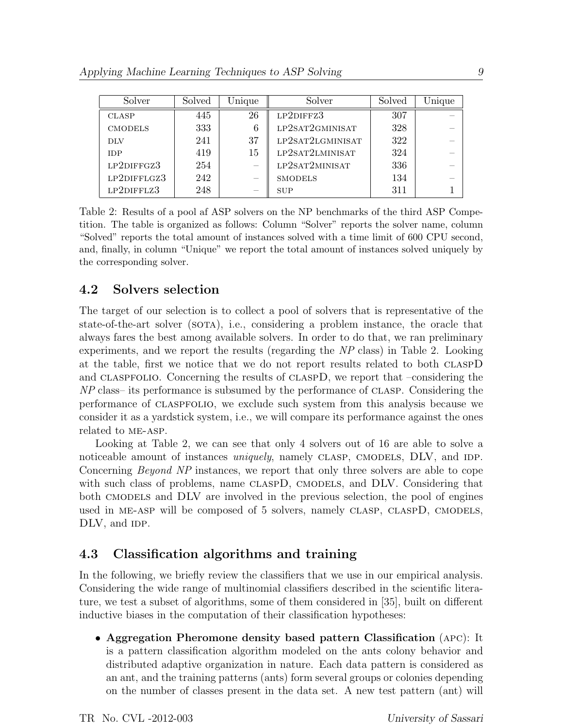| Solver | Solved | Unique | Solver | Solved | Unique |
|---|---|---|---|---|---|
| CLASP | 445 | 26 | LP2DIFFZ3 | 307 | – |
| CMODELS | 333 | 6 | LP2SAT2GMINISAT | 328 | – |
| DLV | 241 | 37 | LP2SAT2LGMINISAT | 322 | – |
| IDP | 419 | 15 | LP2SAT2LMINISAT | 324 | – |
| LP2DIFFGZ3 | 254 | – | LP2SAT2MINISAT | 336 | – |
| LP2DIFFLGZ3 | 242 | – | SMODELS | 134 | – |
| LP2DIFFLZ3 | 248 | – | SUP | 311 | 1 |

Table 2: Results of a pool af ASP solvers on the NP benchmarks of the third ASP Competition. The table is organized as follows: Column "Solver" reports the solver name, column "Solved" reports the total amount of instances solved with a time limit of 600 CPU second, and, finally, in column "Unique" we report the total amount of instances solved uniquely by the corresponding solver.

## 4.2 Solvers selection

The target of our selection is to collect a pool of solvers that is representative of the state-of-the-art solver (SOTA), i.e., considering a problem instance, the oracle that always fares the best among available solvers. In order to do that, we ran preliminary experiments, and we report the results (regarding the *NP* class) in Table 2. Looking at the table, first we notice that we do not report results related to both CLASPD and CLASPFOLIO. Concerning the results of CLASPD, we report that –considering the *NP* class– its performance is subsumed by the performance of CLASP. Considering the performance of CLASPFOLIO, we exclude such system from this analysis because we consider it as a yardstick system, i.e., we will compare its performance against the ones related to ME-ASP.

Looking at Table 2, we can see that only 4 solvers out of 16 are able to solve a noticeable amount of instances *uniquely*, namely CLASP, CMODELS, DLV, and IDP. Concerning *Beyond NP* instances, we report that only three solvers are able to cope with such class of problems, name CLASPD, CMODELS, and DLV. Considering that both CMODELS and DLV are involved in the previous selection, the pool of engines used in ME-ASP will be composed of 5 solvers, namely CLASP, CLASPD, CMODELS, DLV, and IDP.

## 4.3 Classification algorithms and training

In the following, we briefly review the classifiers that we use in our empirical analysis. Considering the wide range of multinomial classifiers described in the scientific literature, we test a subset of algorithms, some of them considered in [35], built on different inductive biases in the computation of their classification hypotheses:

- **Aggregation Pheromone density based pattern Classification** (APC): It is a pattern classification algorithm modeled on the ants colony behavior and distributed adaptive organization in nature. Each data pattern is considered as an ant, and the training patterns (ants) form several groups or colonies depending on the number of classes present in the data set. A new test pattern (ant) will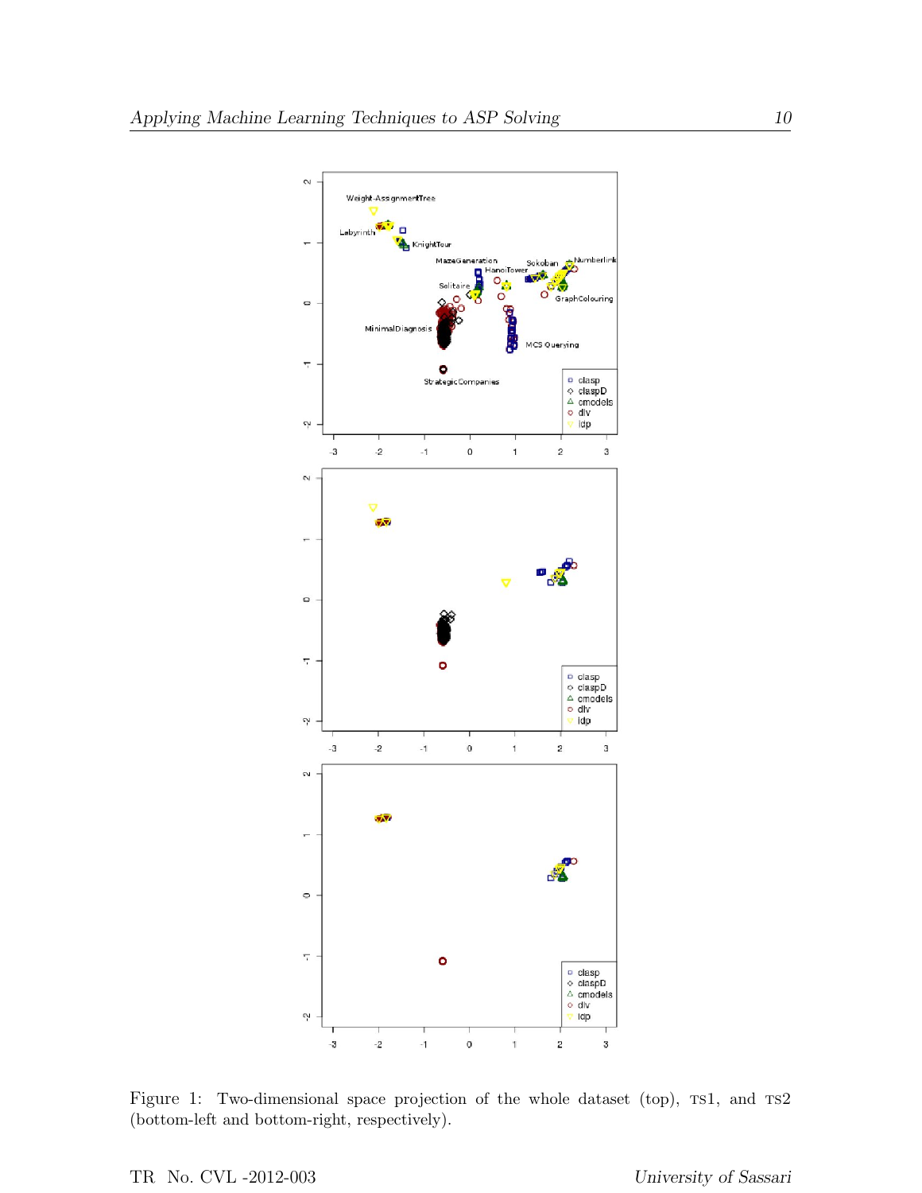Figure 1: Two-dimensional space projection of the whole dataset (top), TS1, and TS2 (bottom-left and bottom-right, respectively).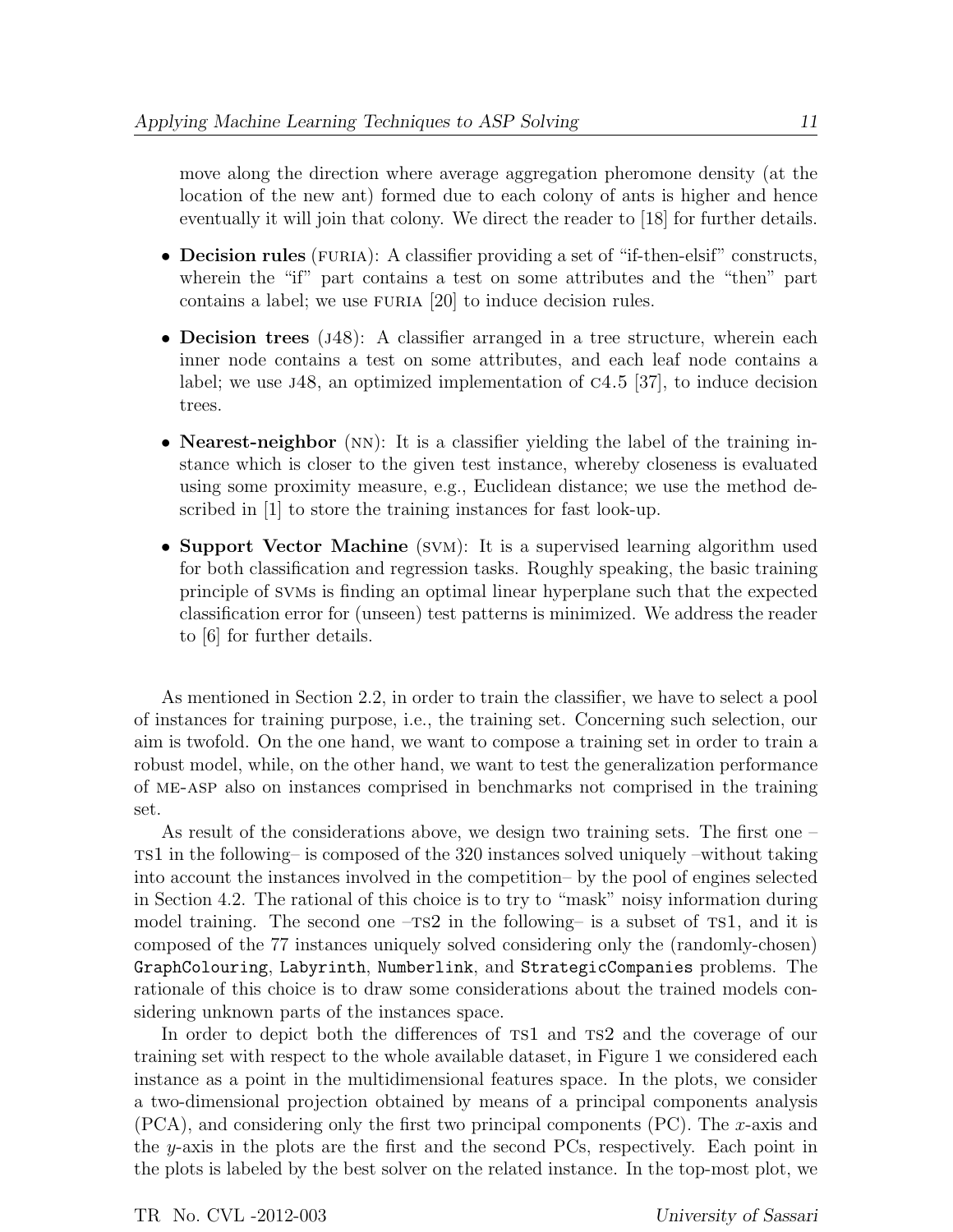move along the direction where average aggregation pheromone density (at the location of the new ant) formed due to each colony of ants is higher and hence eventually it will join that colony. We direct the reader to [18] for further details.

- **Decision rules** (FURIA): A classifier providing a set of "if-then-elsif" constructs, wherein the "if" part contains a test on some attributes and the "then" part contains a label; we use FURIA [20] to induce decision rules.
- **Decision trees** (J48): A classifier arranged in a tree structure, wherein each inner node contains a test on some attributes, and each leaf node contains a label; we use J48, an optimized implementation of C4.5 [37], to induce decision trees.
- **Nearest-neighbor** (NN): It is a classifier yielding the label of the training instance which is closer to the given test instance, whereby closeness is evaluated using some proximity measure, e.g., Euclidean distance; we use the method described in [1] to store the training instances for fast look-up.
- **Support Vector Machine** (SVM): It is a supervised learning algorithm used for both classification and regression tasks. Roughly speaking, the basic training principle of SVMs is finding an optimal linear hyperplane such that the expected classification error for (unseen) test patterns is minimized. We address the reader to [6] for further details.

As mentioned in Section 2.2, in order to train the classifier, we have to select a pool of instances for training purpose, i.e., the training set. Concerning such selection, our aim is twofold. On the one hand, we want to compose a training set in order to train a robust model, while, on the other hand, we want to test the generalization performance of ME-ASP also on instances comprised in benchmarks not comprised in the training set.

As result of the considerations above, we design two training sets. The first one – TS1 in the following– is composed of the 320 instances solved uniquely –without taking into account the instances involved in the competition– by the pool of engines selected in Section 4.2. The rational of this choice is to try to "mask" noisy information during model training. The second one –TS2 in the following– is a subset of TS1, and it is composed of the 77 instances uniquely solved considering only the (randomly-chosen) `GraphColouring`, `Labyrinth`, `Numberlink`, and `StrategicCompanies` problems. The rationale of this choice is to draw some considerations about the trained models considering unknown parts of the instances space.

In order to depict both the differences of TS1 and TS2 and the coverage of our training set with respect to the whole available dataset, in Figure 1 we considered each instance as a point in the multidimensional features space. In the plots, we consider a two-dimensional projection obtained by means of a principal components analysis (PCA), and considering only the first two principal components (PC). The $x$-axis and the $y$-axis in the plots are the first and the second PCs, respectively. Each point in the plots is labeled by the best solver on the related instance. In the top-most plot, we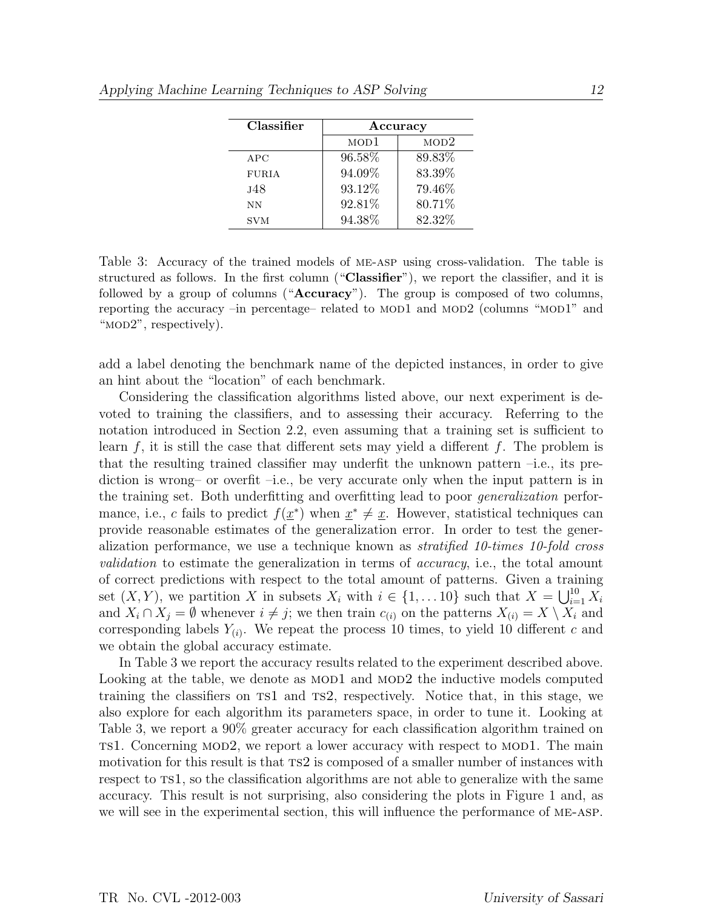| Classifier | Accuracy | |
|---|---|---|
| | MOD1 | MOD2 |
| APC | 96.58% | 89.83% |
| FURIA | 94.09% | 83.39% |
| J48 | 93.12% | 79.46% |
| NN | 92.81% | 80.71% |
| SVM | 94.38% | 82.32% |

Table 3: Accuracy of the trained models of ME-ASP using cross-validation. The table is structured as follows. In the first column ("**Classifier**"), we report the classifier, and it is followed by a group of columns ("**Accuracy**"). The group is composed of two columns, reporting the accuracy –in percentage– related to MOD1 and MOD2 (columns "MOD1" and "MOD2", respectively).

add a label denoting the benchmark name of the depicted instances, in order to give an hint about the "location" of each benchmark.

Considering the classification algorithms listed above, our next experiment is devoted to training the classifiers, and to assessing their accuracy. Referring to the notation introduced in Section 2.2, even assuming that a training set is sufficient to learn $f$, it is still the case that different sets may yield a different $f$. The problem is that the resulting trained classifier may underfit the unknown pattern –i.e., its prediction is wrong– or overfit –i.e., be very accurate only when the input pattern is in the training set. Both underfitting and overfitting lead to poor *generalization* performance, i.e., $c$ fails to predict $f(\underline{x}^*)$ when $\underline{x}^* \neq \underline{x}$. However, statistical techniques can provide reasonable estimates of the generalization error. In order to test the generalization performance, we use a technique known as *stratified 10-times 10-fold cross validation* to estimate the generalization in terms of *accuracy*, i.e., the total amount of correct predictions with respect to the total amount of patterns. Given a training set $(X, Y)$, we partition $X$ in subsets $X_i$ with $i \in \{1, \ldots 10\}$ such that $X = \bigcup_{i=1}^{10} X_i$ and $X_i \cap X_j = \emptyset$ whenever $i \neq j$; we then train $c_{(i)}$ on the patterns $X_{(i)} = X \setminus X_i$ and corresponding labels $Y_{(i)}$. We repeat the process 10 times, to yield 10 different $c$ and we obtain the global accuracy estimate.

In Table 3 we report the accuracy results related to the experiment described above. Looking at the table, we denote as MOD1 and MOD2 the inductive models computed training the classifiers on TS1 and TS2, respectively. Notice that, in this stage, we also explore for each algorithm its parameters space, in order to tune it. Looking at Table 3, we report a 90% greater accuracy for each classification algorithm trained on TS1. Concerning MOD2, we report a lower accuracy with respect to MOD1. The main motivation for this result is that TS2 is composed of a smaller number of instances with respect to TS1, so the classification algorithms are not able to generalize with the same accuracy. This result is not surprising, also considering the plots in Figure 1 and, as we will see in the experimental section, this will influence the performance of ME-ASP.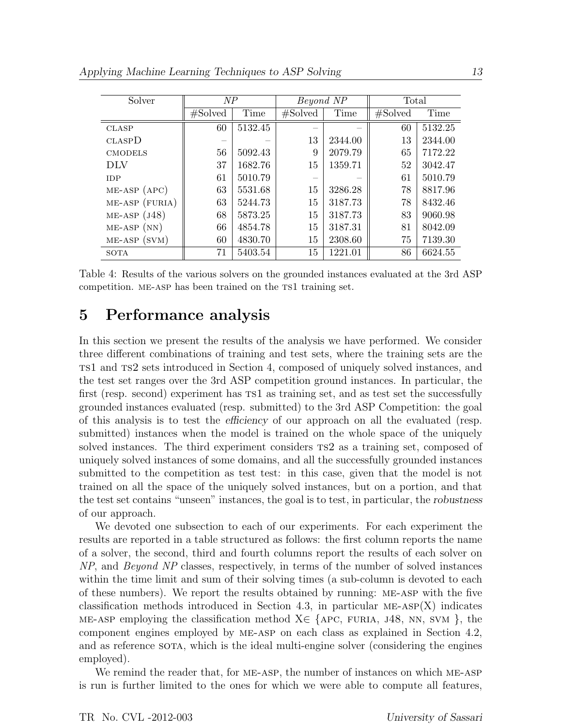| Solver | *NP* | | *Beyond NP* | | Total | |
|---|---|---|---|---|---|---|
| | #Solved | Time | #Solved | Time | #Solved | Time |
| CLASP | 60 | 5132.45 | – | – | 60 | 5132.25 |
| CLASPD | – | – | 13 | 2344.00 | 13 | 2344.00 |
| CMODELS | 56 | 5092.43 | 9 | 2079.79 | 65 | 7172.22 |
| DLV | 37 | 1682.76 | 15 | 1359.71 | 52 | 3042.47 |
| IDP | 61 | 5010.79 | – | – | 61 | 5010.79 |
| ME-ASP (APC) | 63 | 5531.68 | 15 | 3286.28 | 78 | 8817.96 |
| ME-ASP (FURIA) | 63 | 5244.73 | 15 | 3187.73 | 78 | 8432.46 |
| ME-ASP (J48) | 68 | 5873.25 | 15 | 3187.73 | 83 | 9060.98 |
| ME-ASP (NN) | 66 | 4854.78 | 15 | 3187.31 | 81 | 8042.09 |
| ME-ASP (SVM) | 60 | 4830.70 | 15 | 2308.60 | 75 | 7139.30 |
| SOTA | 71 | 5403.54 | 15 | 1221.01 | 86 | 6624.55 |

Table 4: Results of the various solvers on the grounded instances evaluated at the 3rd ASP competition. ME-ASP has been trained on the TS1 training set.

## 5 Performance analysis

In this section we present the results of the analysis we have performed. We consider three different combinations of training and test sets, where the training sets are the TS1 and TS2 sets introduced in Section 4, composed of uniquely solved instances, and the test set ranges over the 3rd ASP competition ground instances. In particular, the first (resp. second) experiment has TS1 as training set, and as test set the successfully grounded instances evaluated (resp. submitted) to the 3rd ASP Competition: the goal of this analysis is to test the *efficiency* of our approach on all the evaluated (resp. submitted) instances when the model is trained on the whole space of the uniquely solved instances. The third experiment considers TS2 as a training set, composed of uniquely solved instances of some domains, and all the successfully grounded instances submitted to the competition as test test: in this case, given that the model is not trained on all the space of the uniquely solved instances, but on a portion, and that the test set contains "unseen" instances, the goal is to test, in particular, the *robustness* of our approach.

We devoted one subsection to each of our experiments. For each experiment the results are reported in a table structured as follows: the first column reports the name of a solver, the second, third and fourth columns report the results of each solver on *NP*, and *Beyond NP* classes, respectively, in terms of the number of solved instances within the time limit and sum of their solving times (a sub-column is devoted to each of these numbers). We report the results obtained by running: ME-ASP with the five classification methods introduced in Section 4.3, in particular ME-ASP(X) indicates ME-ASP employing the classification method X$\in$ {APC, FURIA, J48, NN, SVM }, the component engines employed by ME-ASP on each class as explained in Section 4.2, and as reference SOTA, which is the ideal multi-engine solver (considering the engines employed).

We remind the reader that, for ME-ASP, the number of instances on which ME-ASP is run is further limited to the ones for which we were able to compute all features,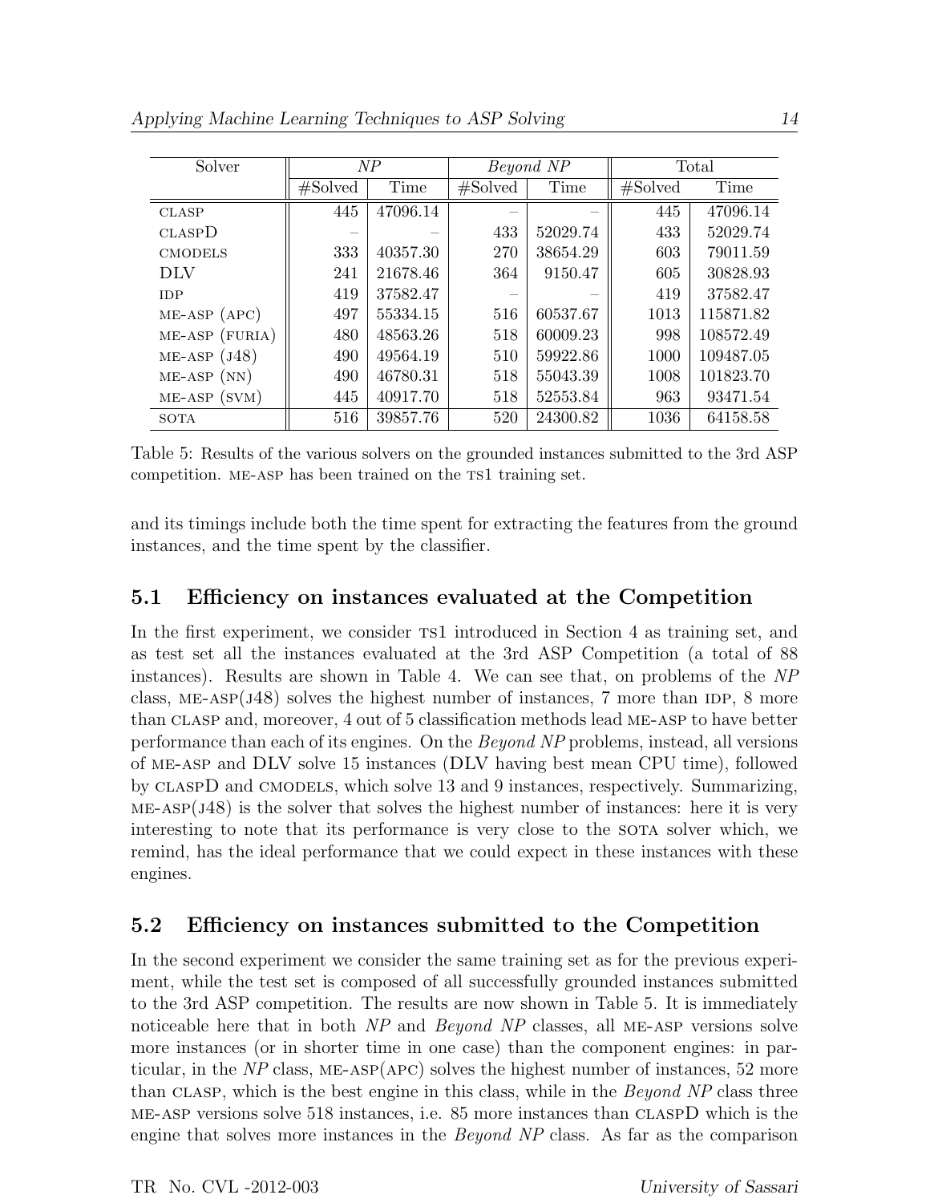| Solver | *NP* | | *Beyond NP* | | Total | |
|---|---|---|---|---|---|---|
| | #Solved | Time | #Solved | Time | #Solved | Time |
| CLASP | 445 | 47096.14 | – | – | 445 | 47096.14 |
| CLASPD | – | – | 433 | 52029.74 | 433 | 52029.74 |
| CMODELS | 333 | 40357.30 | 270 | 38654.29 | 603 | 79011.59 |
| DLV | 241 | 21678.46 | 364 | 9150.47 | 605 | 30828.93 |
| IDP | 419 | 37582.47 | – | – | 419 | 37582.47 |
| ME-ASP (APC) | 497 | 55334.15 | 516 | 60537.67 | 1013 | 115871.82 |
| ME-ASP (FURIA) | 480 | 48563.26 | 518 | 60009.23 | 998 | 108572.49 |
| ME-ASP (J48) | 490 | 49564.19 | 510 | 59922.86 | 1000 | 109487.05 |
| ME-ASP (NN) | 490 | 46780.31 | 518 | 55043.39 | 1008 | 101823.70 |
| ME-ASP (SVM) | 445 | 40917.70 | 518 | 52553.84 | 963 | 93471.54 |
| SOTA | 516 | 39857.76 | 520 | 24300.82 | 1036 | 64158.58 |

Table 5: Results of the various solvers on the grounded instances submitted to the 3rd ASP competition. ME-ASP has been trained on the TS1 training set.

and its timings include both the time spent for extracting the features from the ground instances, and the time spent by the classifier.

## 5.1 Efficiency on instances evaluated at the Competition

In the first experiment, we consider TS1 introduced in Section 4 as training set, and as test set all the instances evaluated at the 3rd ASP Competition (a total of 88 instances). Results are shown in Table 4. We can see that, on problems of the *NP* class, ME-ASP(J48) solves the highest number of instances, 7 more than IDP, 8 more than CLASP and, moreover, 4 out of 5 classification methods lead ME-ASP to have better performance than each of its engines. On the *Beyond NP* problems, instead, all versions of ME-ASP and DLV solve 15 instances (DLV having best mean CPU time), followed by CLASPD and CMODELS, which solve 13 and 9 instances, respectively. Summarizing, ME-ASP(J48) is the solver that solves the highest number of instances: here it is very interesting to note that its performance is very close to the SOTA solver which, we remind, has the ideal performance that we could expect in these instances with these engines.

## 5.2 Efficiency on instances submitted to the Competition

In the second experiment we consider the same training set as for the previous experiment, while the test set is composed of all successfully grounded instances submitted to the 3rd ASP competition. The results are now shown in Table 5. It is immediately noticeable here that in both *NP* and *Beyond NP* classes, all ME-ASP versions solve more instances (or in shorter time in one case) than the component engines: in particular, in the *NP* class, ME-ASP(APC) solves the highest number of instances, 52 more than CLASP, which is the best engine in this class, while in the *Beyond NP* class three ME-ASP versions solve 518 instances, i.e. 85 more instances than CLASPD which is the engine that solves more instances in the *Beyond NP* class. As far as the comparison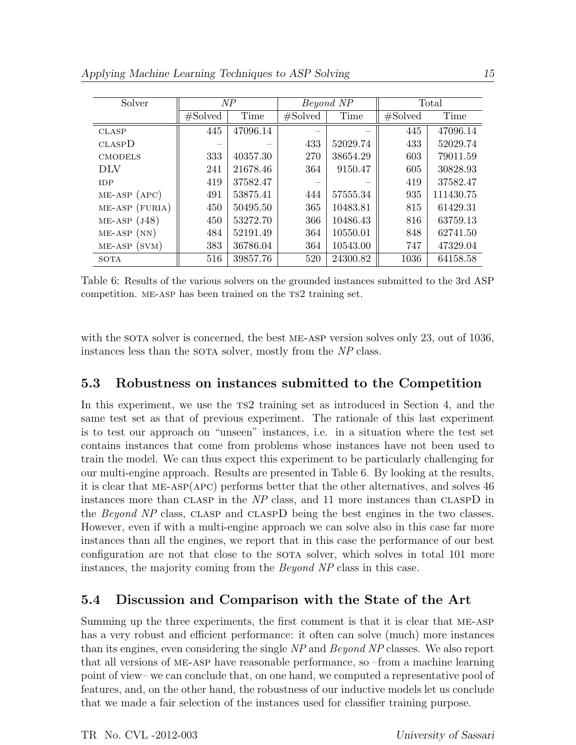| Solver | *NP* | | *Beyond NP* | | Total | |
|---|---|---|---|---|---|---|
| | #Solved | Time | #Solved | Time | #Solved | Time |
| CLASP | 445 | 47096.14 | – | – | 445 | 47096.14 |
| CLASPD | – | – | 433 | 52029.74 | 433 | 52029.74 |
| CMODELS | 333 | 40357.30 | 270 | 38654.29 | 603 | 79011.59 |
| DLV | 241 | 21678.46 | 364 | 9150.47 | 605 | 30828.93 |
| IDP | 419 | 37582.47 | – | – | 419 | 37582.47 |
| ME-ASP (APC) | 491 | 53875.41 | 444 | 57555.34 | 935 | 111430.75 |
| ME-ASP (FURIA) | 450 | 50495.50 | 365 | 10483.81 | 815 | 61429.31 |
| ME-ASP (J48) | 450 | 53272.70 | 366 | 10486.43 | 816 | 63759.13 |
| ME-ASP (NN) | 484 | 52191.49 | 364 | 10550.01 | 848 | 62741.50 |
| ME-ASP (SVM) | 383 | 36786.04 | 364 | 10543.00 | 747 | 47329.04 |
| SOTA | 516 | 39857.76 | 520 | 24300.82 | 1036 | 64158.58 |

Table 6: Results of the various solvers on the grounded instances submitted to the 3rd ASP competition. ME-ASP has been trained on the TS2 training set.

with the SOTA solver is concerned, the best ME-ASP version solves only 23, out of 1036, instances less than the SOTA solver, mostly from the *NP* class.

## 5.3 Robustness on instances submitted to the Competition

In this experiment, we use the TS2 training set as introduced in Section 4, and the same test set as that of previous experiment. The rationale of this last experiment is to test our approach on "unseen" instances, i.e. in a situation where the test set contains instances that come from problems whose instances have not been used to train the model. We can thus expect this experiment to be particularly challenging for our multi-engine approach. Results are presented in Table 6. By looking at the results, it is clear that ME-ASP(APC) performs better that the other alternatives, and solves 46 instances more than CLASP in the *NP* class, and 11 more instances than CLASPD in the *Beyond NP* class, CLASP and CLASPD being the best engines in the two classes. However, even if with a multi-engine approach we can solve also in this case far more instances than all the engines, we report that in this case the performance of our best configuration are not that close to the SOTA solver, which solves in total 101 more instances, the majority coming from the *Beyond NP* class in this case.

## 5.4 Discussion and Comparison with the State of the Art

Summing up the three experiments, the first comment is that it is clear that ME-ASP has a very robust and efficient performance: it often can solve (much) more instances than its engines, even considering the single *NP* and *Beyond NP* classes. We also report that all versions of ME-ASP have reasonable performance, so –from a machine learning point of view– we can conclude that, on one hand, we computed a representative pool of features, and, on the other hand, the robustness of our inductive models let us conclude that we made a fair selection of the instances used for classifier training purpose.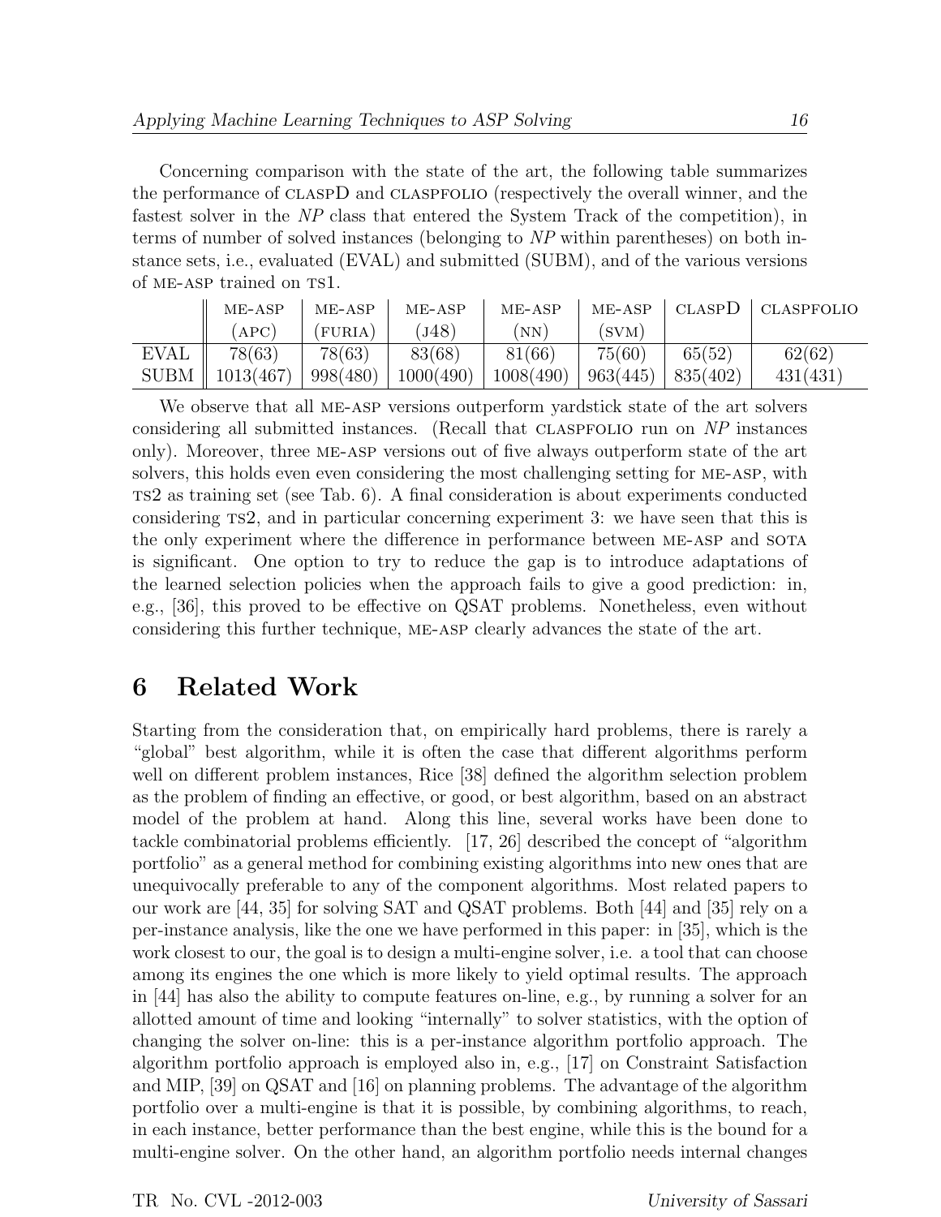Concerning comparison with the state of the art, the following table summarizes the performance of CLASPD and CLASPFOLIO (respectively the overall winner, and the fastest solver in the *NP* class that entered the System Track of the competition), in terms of number of solved instances (belonging to *NP* within parentheses) on both instance sets, i.e., evaluated (EVAL) and submitted (SUBM), and of the various versions of ME-ASP trained on TS1.

| | ME-ASP (APC) | ME-ASP (FURIA) | ME-ASP (J48) | ME-ASP (NN) | ME-ASP (SVM) | CLASPD | CLASPFOLIO |
|---|---|---|---|---|---|---|---|
| EVAL | 78(63) | 78(63) | 83(68) | 81(66) | 75(60) | 65(52) | 62(62) |
| SUBM | 1013(467) | 998(480) | 1000(490) | 1008(490) | 963(445) | 835(402) | 431(431) |

We observe that all ME-ASP versions outperform yardstick state of the art solvers considering all submitted instances. (Recall that CLASPFOLIO run on *NP* instances only). Moreover, three ME-ASP versions out of five always outperform state of the art solvers, this holds even even considering the most challenging setting for ME-ASP, with TS2 as training set (see Tab. 6). A final consideration is about experiments conducted considering TS2, and in particular concerning experiment 3: we have seen that this is the only experiment where the difference in performance between ME-ASP and SOTA is significant. One option to try to reduce the gap is to introduce adaptations of the learned selection policies when the approach fails to give a good prediction: in, e.g., [36], this proved to be effective on QSAT problems. Nonetheless, even without considering this further technique, ME-ASP clearly advances the state of the art.

# 6 Related Work

Starting from the consideration that, on empirically hard problems, there is rarely a "global" best algorithm, while it is often the case that different algorithms perform well on different problem instances, Rice [38] defined the algorithm selection problem as the problem of finding an effective, or good, or best algorithm, based on an abstract model of the problem at hand. Along this line, several works have been done to tackle combinatorial problems efficiently. [17, 26] described the concept of "algorithm portfolio" as a general method for combining existing algorithms into new ones that are unequivocally preferable to any of the component algorithms. Most related papers to our work are [44, 35] for solving SAT and QSAT problems. Both [44] and [35] rely on a per-instance analysis, like the one we have performed in this paper: in [35], which is the work closest to our, the goal is to design a multi-engine solver, i.e. a tool that can choose among its engines the one which is more likely to yield optimal results. The approach in [44] has also the ability to compute features on-line, e.g., by running a solver for an allotted amount of time and looking "internally" to solver statistics, with the option of changing the solver on-line: this is a per-instance algorithm portfolio approach. The algorithm portfolio approach is employed also in, e.g., [17] on Constraint Satisfaction and MIP, [39] on QSAT and [16] on planning problems. The advantage of the algorithm portfolio over a multi-engine is that it is possible, by combining algorithms, to reach, in each instance, better performance than the best engine, while this is the bound for a multi-engine solver. On the other hand, an algorithm portfolio needs internal changes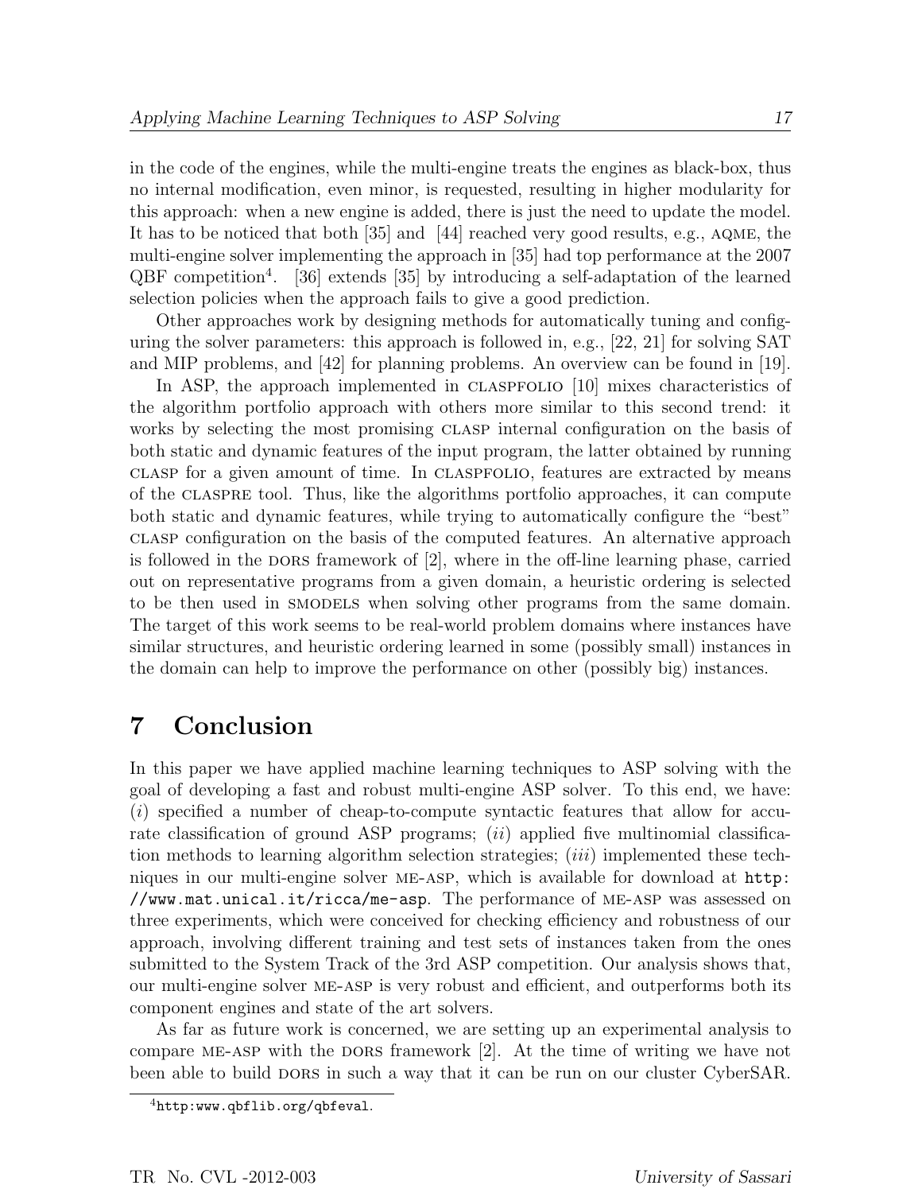in the code of the engines, while the multi-engine treats the engines as black-box, thus no internal modification, even minor, is requested, resulting in higher modularity for this approach: when a new engine is added, there is just the need to update the model. It has to be noticed that both [35] and [44] reached very good results, e.g., AQME, the multi-engine solver implementing the approach in [35] had top performance at the 2007 QBF competition[4]. [36] extends [35] by introducing a self-adaptation of the learned selection policies when the approach fails to give a good prediction.

Other approaches work by designing methods for automatically tuning and configuring the solver parameters: this approach is followed in, e.g., [22, 21] for solving SAT and MIP problems, and [42] for planning problems. An overview can be found in [19].

In ASP, the approach implemented in CLASPFOLIO [10] mixes characteristics of the algorithm portfolio approach with others more similar to this second trend: it works by selecting the most promising CLASP internal configuration on the basis of both static and dynamic features of the input program, the latter obtained by running CLASP for a given amount of time. In CLASPFOLIO, features are extracted by means of the CLASPRE tool. Thus, like the algorithms portfolio approaches, it can compute both static and dynamic features, while trying to automatically configure the "best" CLASP configuration on the basis of the computed features. An alternative approach is followed in the DORS framework of [2], where in the off-line learning phase, carried out on representative programs from a given domain, a heuristic ordering is selected to be then used in SMODELS when solving other programs from the same domain. The target of this work seems to be real-world problem domains where instances have similar structures, and heuristic ordering learned in some (possibly small) instances in the domain can help to improve the performance on other (possibly big) instances.

# 7 Conclusion

In this paper we have applied machine learning techniques to ASP solving with the goal of developing a fast and robust multi-engine ASP solver. To this end, we have: (*i*) specified a number of cheap-to-compute syntactic features that allow for accurate classification of ground ASP programs; (*ii*) applied five multinomial classification methods to learning algorithm selection strategies; (*iii*) implemented these techniques in our multi-engine solver ME-ASP, which is available for download at `http://www.mat.unical.it/ricca/me-asp`. The performance of ME-ASP was assessed on three experiments, which were conceived for checking efficiency and robustness of our approach, involving different training and test sets of instances taken from the ones submitted to the System Track of the 3rd ASP competition. Our analysis shows that, our multi-engine solver ME-ASP is very robust and efficient, and outperforms both its component engines and state of the art solvers.

As far as future work is concerned, we are setting up an experimental analysis to compare ME-ASP with the DORS framework [2]. At the time of writing we have not been able to build DORS in such a way that it can be run on our cluster CyberSAR.

[4] `http:www.qbflib.org/qbfeval`.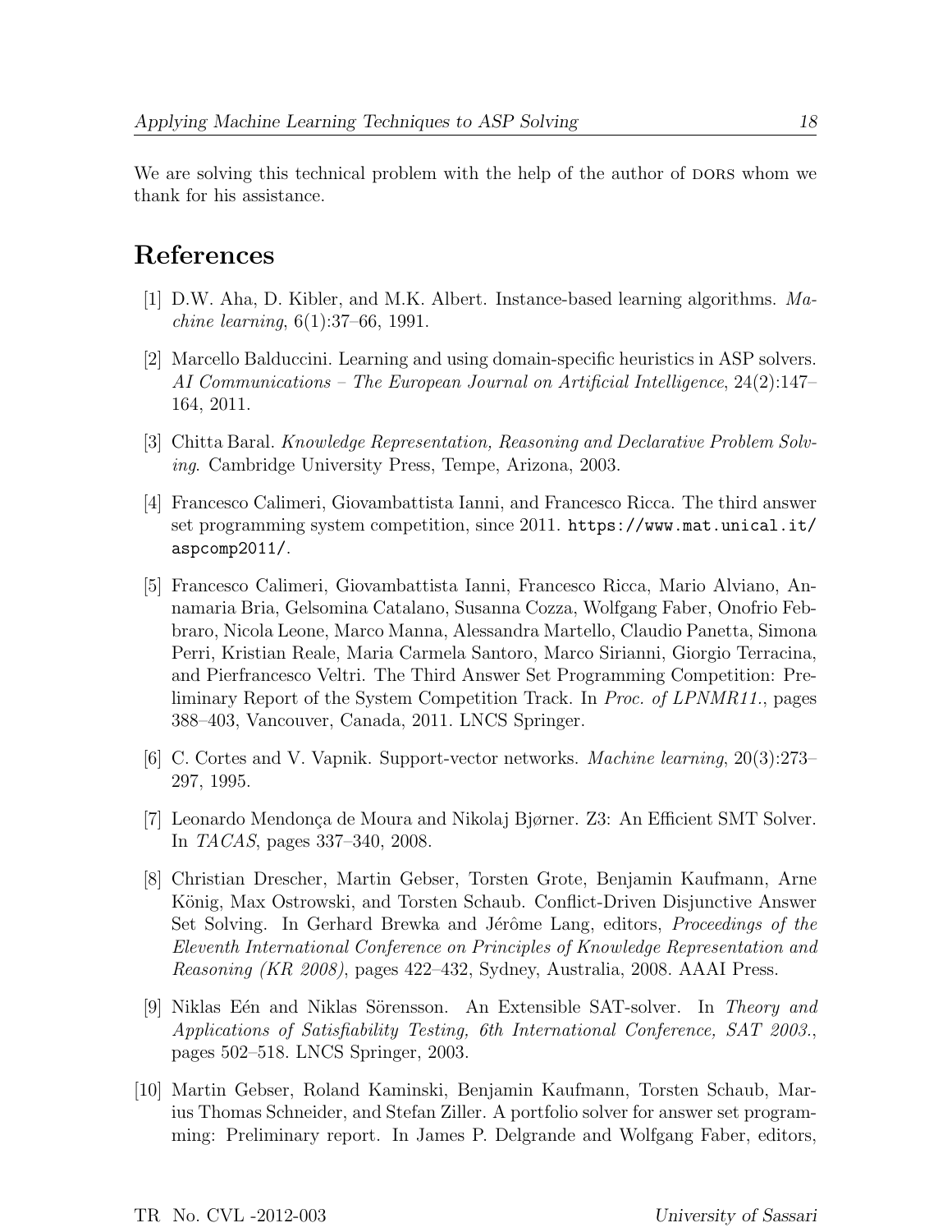We are solving this technical problem with the help of the author of DORS whom we thank for his assistance.

# References

[1] D.W. Aha, D. Kibler, and M.K. Albert. Instance-based learning algorithms. *Machine learning*, 6(1):37–66, 1991.

[2] Marcello Balduccini. Learning and using domain-specific heuristics in ASP solvers. *AI Communications – The European Journal on Artificial Intelligence*, 24(2):147–164, 2011.

[3] Chitta Baral. *Knowledge Representation, Reasoning and Declarative Problem Solving*. Cambridge University Press, Tempe, Arizona, 2003.

[4] Francesco Calimeri, Giovambattista Ianni, and Francesco Ricca. The third answer set programming system competition, since 2011. `https://www.mat.unical.it/aspcomp2011/`.

[5] Francesco Calimeri, Giovambattista Ianni, Francesco Ricca, Mario Alviano, Annamaria Bria, Gelsomina Catalano, Susanna Cozza, Wolfgang Faber, Onofrio Febbraro, Nicola Leone, Marco Manna, Alessandra Martello, Claudio Panetta, Simona Perri, Kristian Reale, Maria Carmela Santoro, Marco Sirianni, Giorgio Terracina, and Pierfrancesco Veltri. The Third Answer Set Programming Competition: Preliminary Report of the System Competition Track. In *Proc. of LPNMR11.*, pages 388–403, Vancouver, Canada, 2011. LNCS Springer.

[6] C. Cortes and V. Vapnik. Support-vector networks. *Machine learning*, 20(3):273–297, 1995.

[7] Leonardo Mendonça de Moura and Nikolaj Bjørner. Z3: An Efficient SMT Solver. In *TACAS*, pages 337–340, 2008.

[8] Christian Drescher, Martin Gebser, Torsten Grote, Benjamin Kaufmann, Arne König, Max Ostrowski, and Torsten Schaub. Conflict-Driven Disjunctive Answer Set Solving. In Gerhard Brewka and Jérôme Lang, editors, *Proceedings of the Eleventh International Conference on Principles of Knowledge Representation and Reasoning (KR 2008)*, pages 422–432, Sydney, Australia, 2008. AAAI Press.

[9] Niklas Eén and Niklas Sörensson. An Extensible SAT-solver. In *Theory and Applications of Satisfiability Testing, 6th International Conference, SAT 2003.*, pages 502–518. LNCS Springer, 2003.

[10] Martin Gebser, Roland Kaminski, Benjamin Kaufmann, Torsten Schaub, Marius Thomas Schneider, and Stefan Ziller. A portfolio solver for answer set programming: Preliminary report. In James P. Delgrande and Wolfgang Faber, editors,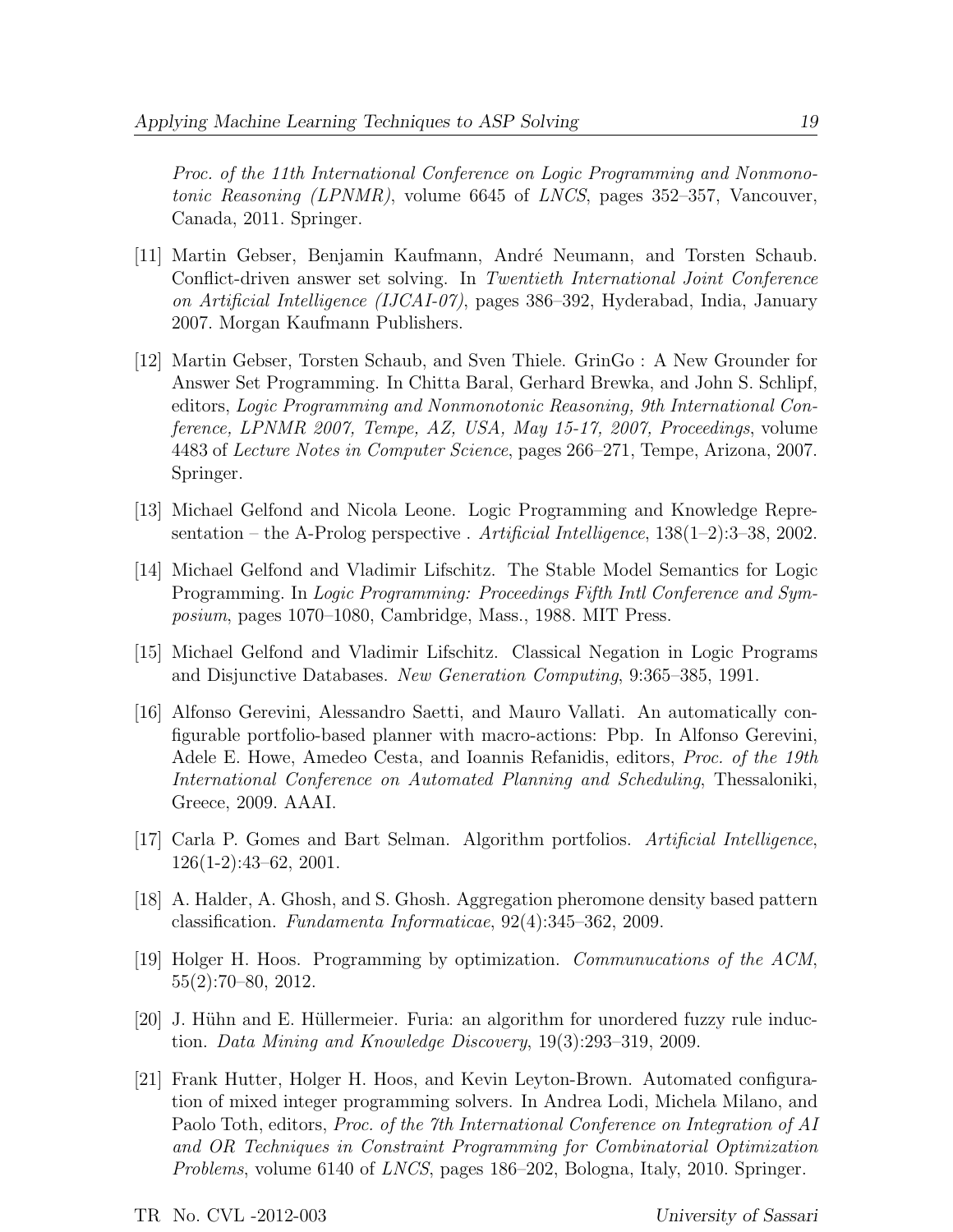*Proc. of the 11th International Conference on Logic Programming and Nonmonotonic Reasoning (LPNMR)*, volume 6645 of *LNCS*, pages 352–357, Vancouver, Canada, 2011. Springer.

[11] Martin Gebser, Benjamin Kaufmann, André Neumann, and Torsten Schaub. Conflict-driven answer set solving. In *Twentieth International Joint Conference on Artificial Intelligence (IJCAI-07)*, pages 386–392, Hyderabad, India, January 2007. Morgan Kaufmann Publishers.

[12] Martin Gebser, Torsten Schaub, and Sven Thiele. GrinGo : A New Grounder for Answer Set Programming. In Chitta Baral, Gerhard Brewka, and John S. Schlipf, editors, *Logic Programming and Nonmonotonic Reasoning, 9th International Conference, LPNMR 2007, Tempe, AZ, USA, May 15-17, 2007, Proceedings*, volume 4483 of *Lecture Notes in Computer Science*, pages 266–271, Tempe, Arizona, 2007. Springer.

[13] Michael Gelfond and Nicola Leone. Logic Programming and Knowledge Representation – the A-Prolog perspective . *Artificial Intelligence*, 138(1–2):3–38, 2002.

[14] Michael Gelfond and Vladimir Lifschitz. The Stable Model Semantics for Logic Programming. In *Logic Programming: Proceedings Fifth Intl Conference and Symposium*, pages 1070–1080, Cambridge, Mass., 1988. MIT Press.

[15] Michael Gelfond and Vladimir Lifschitz. Classical Negation in Logic Programs and Disjunctive Databases. *New Generation Computing*, 9:365–385, 1991.

[16] Alfonso Gerevini, Alessandro Saetti, and Mauro Vallati. An automatically configurable portfolio-based planner with macro-actions: Pbp. In Alfonso Gerevini, Adele E. Howe, Amedeo Cesta, and Ioannis Refanidis, editors, *Proc. of the 19th International Conference on Automated Planning and Scheduling*, Thessaloniki, Greece, 2009. AAAI.

[17] Carla P. Gomes and Bart Selman. Algorithm portfolios. *Artificial Intelligence*, 126(1-2):43–62, 2001.

[18] A. Halder, A. Ghosh, and S. Ghosh. Aggregation pheromone density based pattern classification. *Fundamenta Informaticae*, 92(4):345–362, 2009.

[19] Holger H. Hoos. Programming by optimization. *Communucations of the ACM*, 55(2):70–80, 2012.

[20] J. Hühn and E. Hüllermeier. Furia: an algorithm for unordered fuzzy rule induction. *Data Mining and Knowledge Discovery*, 19(3):293–319, 2009.

[21] Frank Hutter, Holger H. Hoos, and Kevin Leyton-Brown. Automated configuration of mixed integer programming solvers. In Andrea Lodi, Michela Milano, and Paolo Toth, editors, *Proc. of the 7th International Conference on Integration of AI and OR Techniques in Constraint Programming for Combinatorial Optimization Problems*, volume 6140 of *LNCS*, pages 186–202, Bologna, Italy, 2010. Springer.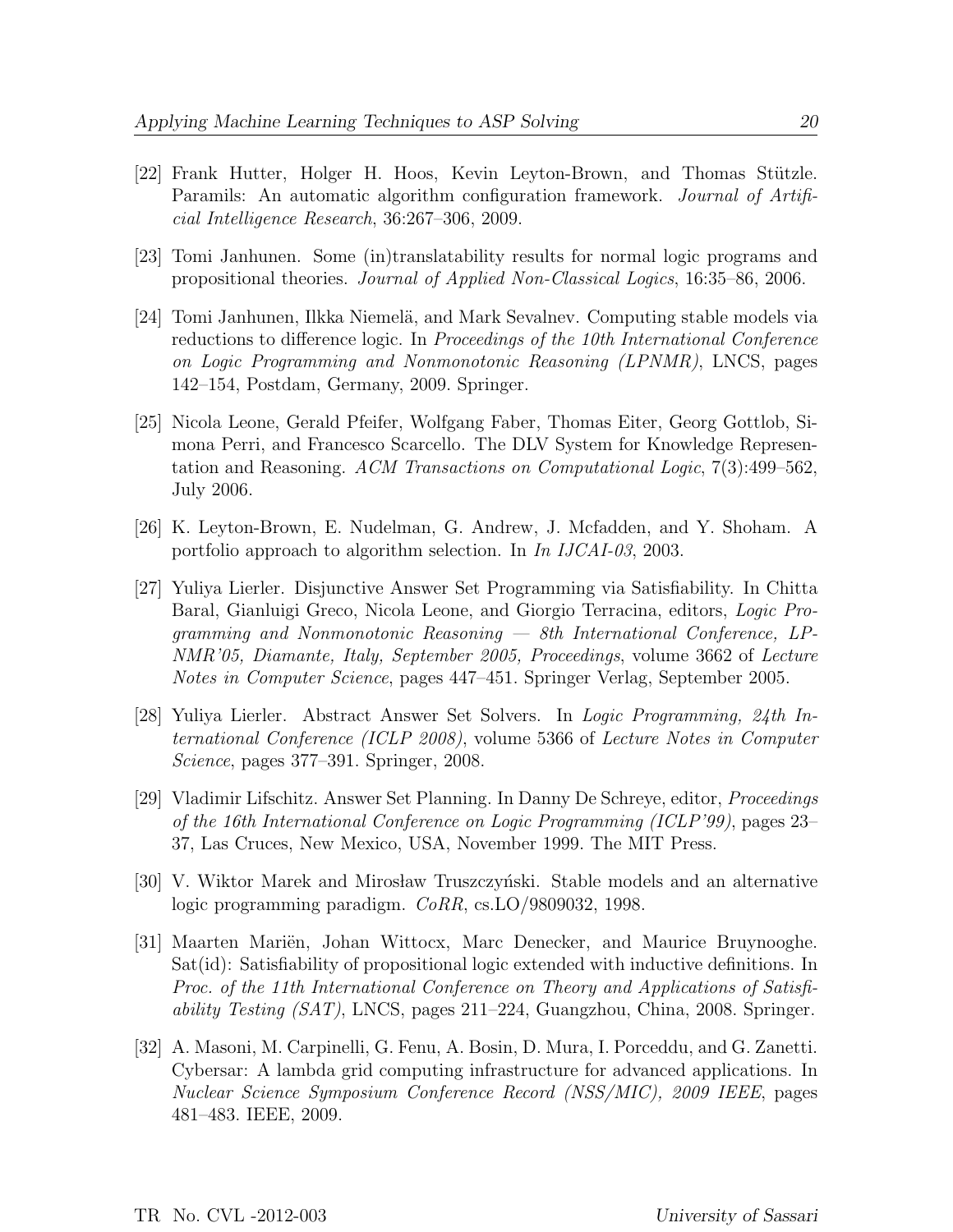[22] Frank Hutter, Holger H. Hoos, Kevin Leyton-Brown, and Thomas Stützle. Paramils: An automatic algorithm configuration framework. *Journal of Artificial Intelligence Research*, 36:267–306, 2009.

[23] Tomi Janhunen. Some (in)translatability results for normal logic programs and propositional theories. *Journal of Applied Non-Classical Logics*, 16:35–86, 2006.

[24] Tomi Janhunen, Ilkka Niemelä, and Mark Sevalnev. Computing stable models via reductions to difference logic. In *Proceedings of the 10th International Conference on Logic Programming and Nonmonotonic Reasoning (LPNMR)*, LNCS, pages 142–154, Postdam, Germany, 2009. Springer.

[25] Nicola Leone, Gerald Pfeifer, Wolfgang Faber, Thomas Eiter, Georg Gottlob, Simona Perri, and Francesco Scarcello. The DLV System for Knowledge Representation and Reasoning. *ACM Transactions on Computational Logic*, 7(3):499–562, July 2006.

[26] K. Leyton-Brown, E. Nudelman, G. Andrew, J. Mcfadden, and Y. Shoham. A portfolio approach to algorithm selection. In *In IJCAI-03*, 2003.

[27] Yuliya Lierler. Disjunctive Answer Set Programming via Satisfiability. In Chitta Baral, Gianluigi Greco, Nicola Leone, and Giorgio Terracina, editors, *Logic Programming and Nonmonotonic Reasoning — 8th International Conference, LPNMR'05, Diamante, Italy, September 2005, Proceedings*, volume 3662 of *Lecture Notes in Computer Science*, pages 447–451. Springer Verlag, September 2005.

[28] Yuliya Lierler. Abstract Answer Set Solvers. In *Logic Programming, 24th International Conference (ICLP 2008)*, volume 5366 of *Lecture Notes in Computer Science*, pages 377–391. Springer, 2008.

[29] Vladimir Lifschitz. Answer Set Planning. In Danny De Schreye, editor, *Proceedings of the 16th International Conference on Logic Programming (ICLP'99)*, pages 23–37, Las Cruces, New Mexico, USA, November 1999. The MIT Press.

[30] V. Wiktor Marek and Mirosław Truszczyński. Stable models and an alternative logic programming paradigm. *CoRR*, cs.LO/9809032, 1998.

[31] Maarten Mariën, Johan Wittocx, Marc Denecker, and Maurice Bruynooghe. Sat(id): Satisfiability of propositional logic extended with inductive definitions. In *Proc. of the 11th International Conference on Theory and Applications of Satisfiability Testing (SAT)*, LNCS, pages 211–224, Guangzhou, China, 2008. Springer.

[32] A. Masoni, M. Carpinelli, G. Fenu, A. Bosin, D. Mura, I. Porceddu, and G. Zanetti. Cybersar: A lambda grid computing infrastructure for advanced applications. In *Nuclear Science Symposium Conference Record (NSS/MIC), 2009 IEEE*, pages 481–483. IEEE, 2009.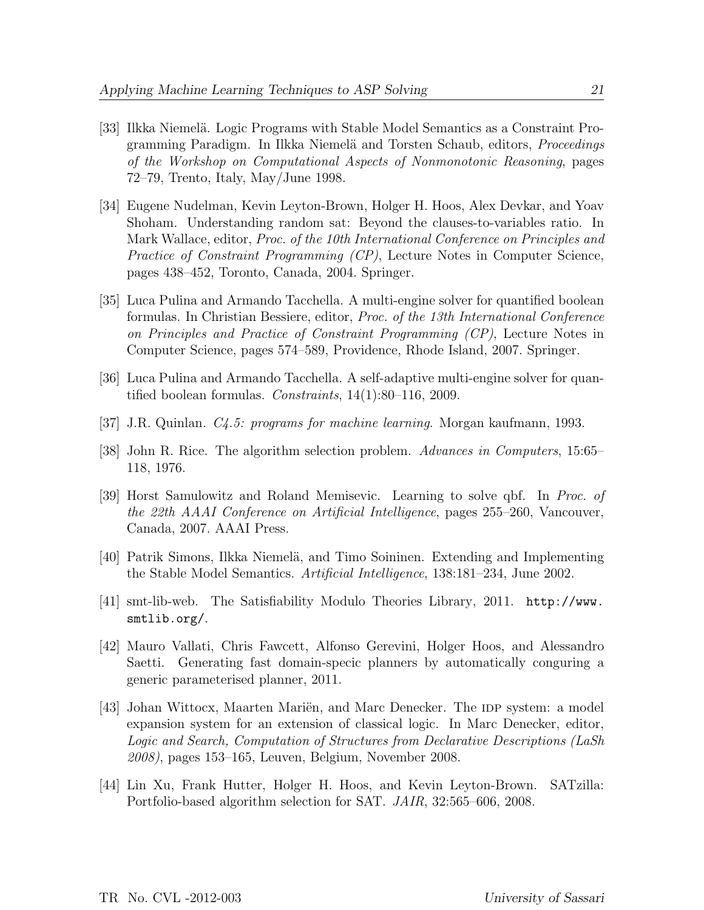[33] Ilkka Niemelä. Logic Programs with Stable Model Semantics as a Constraint Programming Paradigm. In Ilkka Niemelä and Torsten Schaub, editors, *Proceedings of the Workshop on Computational Aspects of Nonmonotonic Reasoning*, pages 72–79, Trento, Italy, May/June 1998.

[34] Eugene Nudelman, Kevin Leyton-Brown, Holger H. Hoos, Alex Devkar, and Yoav Shoham. Understanding random sat: Beyond the clauses-to-variables ratio. In Mark Wallace, editor, *Proc. of the 10th International Conference on Principles and Practice of Constraint Programming (CP)*, Lecture Notes in Computer Science, pages 438–452, Toronto, Canada, 2004. Springer.

[35] Luca Pulina and Armando Tacchella. A multi-engine solver for quantified boolean formulas. In Christian Bessiere, editor, *Proc. of the 13th International Conference on Principles and Practice of Constraint Programming (CP)*, Lecture Notes in Computer Science, pages 574–589, Providence, Rhode Island, 2007. Springer.

[36] Luca Pulina and Armando Tacchella. A self-adaptive multi-engine solver for quantified boolean formulas. *Constraints*, 14(1):80–116, 2009.

[37] J.R. Quinlan. *C4.5: programs for machine learning*. Morgan kaufmann, 1993.

[38] John R. Rice. The algorithm selection problem. *Advances in Computers*, 15:65–118, 1976.

[39] Horst Samulowitz and Roland Memisevic. Learning to solve qbf. In *Proc. of the 22th AAAI Conference on Artificial Intelligence*, pages 255–260, Vancouver, Canada, 2007. AAAI Press.

[40] Patrik Simons, Ilkka Niemelä, and Timo Soininen. Extending and Implementing the Stable Model Semantics. *Artificial Intelligence*, 138:181–234, June 2002.

[41] smt-lib-web. The Satisfiability Modulo Theories Library, 2011. `http://www.smtlib.org/`.

[42] Mauro Vallati, Chris Fawcett, Alfonso Gerevini, Holger Hoos, and Alessandro Saetti. Generating fast domain-specic planners by automatically conguring a generic parameterised planner, 2011.

[43] Johan Wittocx, Maarten Mariën, and Marc Denecker. The IDP system: a model expansion system for an extension of classical logic. In Marc Denecker, editor, *Logic and Search, Computation of Structures from Declarative Descriptions (LaSh 2008)*, pages 153–165, Leuven, Belgium, November 2008.

[44] Lin Xu, Frank Hutter, Holger H. Hoos, and Kevin Leyton-Brown. SATzilla: Portfolio-based algorithm selection for SAT. *JAIR*, 32:565–606, 2008.